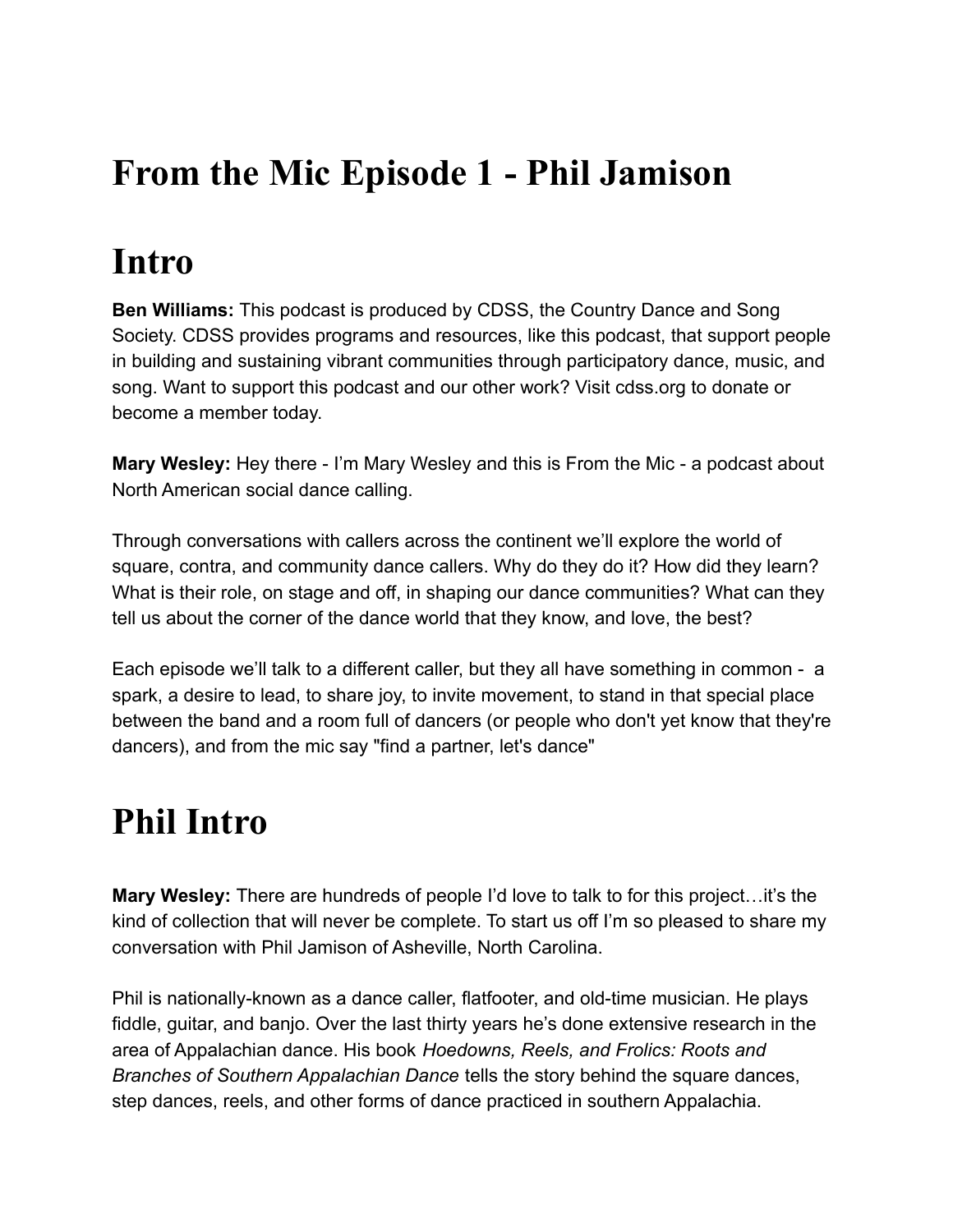# From the Mic Episode 1 - Phil Jamison

# Intro

**Ben Williams:** This podcast is produced by CDSS, the Country Dance and Song Society. CDSS provides programs and resources, like this podcast, that support people in building and sustaining vibrant communities through participatory dance, music, and song. Want to support this podcast and our other work? Visit cdss.org to donate or become a member today.

**Mary Wesley:** Hey there - I'm Mary Wesley and this is From the Mic - a podcast about North American social dance calling.

Through conversations with callers across the continent we'll explore the world of square, contra, and community dance callers. Why do they do it? How did they learn? What is their role, on stage and off, in shaping our dance communities? What can they tell us about the corner of the dance world that they know, and love, the best?

Each episode we'll talk to a different caller, but they all have something in common - a spark, a desire to lead, to share joy, to invite movement, to stand in that special place between the band and a room full of dancers (or people who don't yet know that they're dancers), and from the mic say "find a partner, let's dance"

# Phil Intro

**Mary Wesley:** There are hundreds of people I'd love to talk to for this project…it's the kind of collection that will never be complete. To start us off I'm so pleased to share my conversation with Phil Jamison of Asheville, North Carolina.

Phil is nationally-known as a dance caller, flatfooter, and old-time musician. He plays fiddle, guitar, and banjo. Over the last thirty years he's done extensive research in the area of Appalachian dance. His book *Hoedowns, Reels, and Frolics: Roots and Branches of Southern Appalachian Dance* tells the story behind the square dances, step dances, reels, and other forms of dance practiced in southern Appalachia.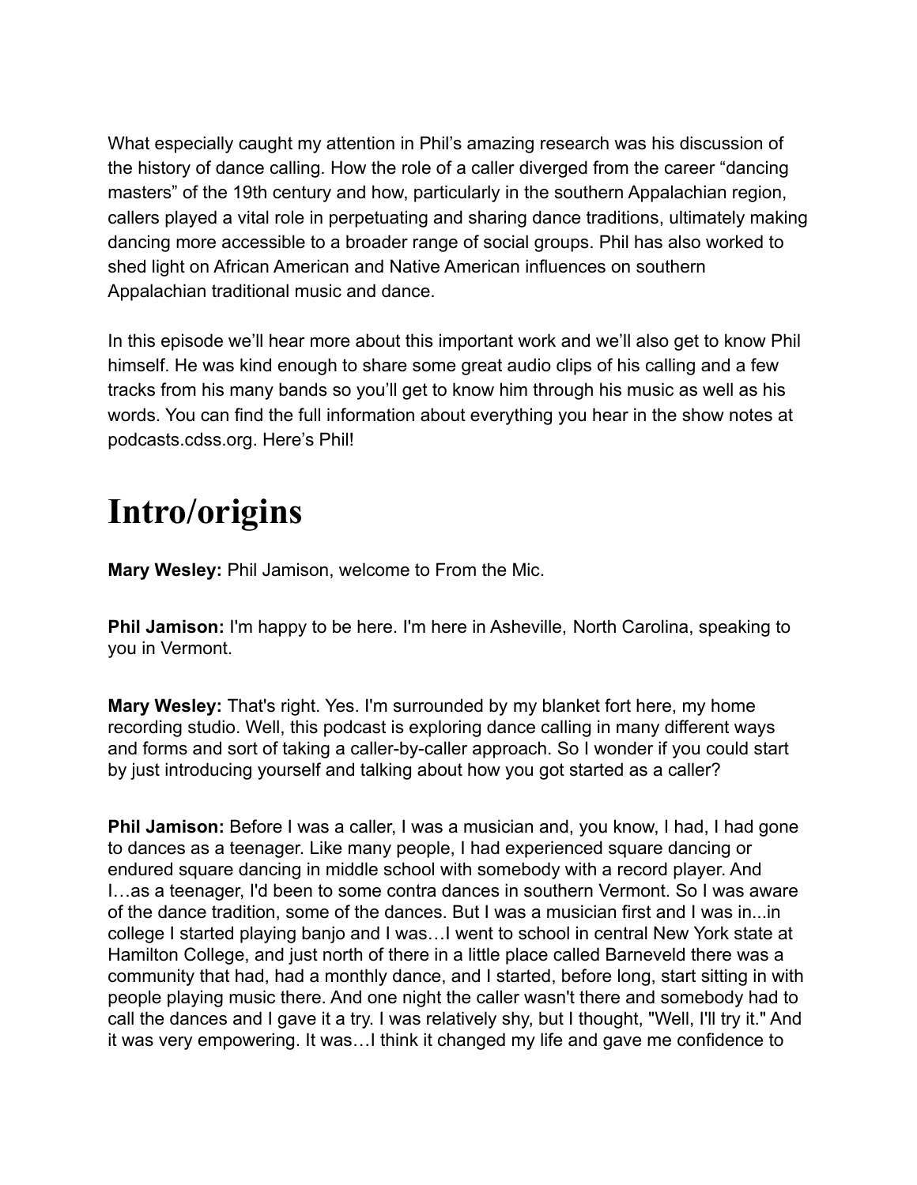What especially caught my attention in Phil's amazing research was his discussion of the history of dance calling. How the role of a caller diverged from the career "dancing masters" of the 19th century and how, particularly in the southern Appalachian region, callers played a vital role in perpetuating and sharing dance traditions, ultimately making dancing more accessible to a broader range of social groups. Phil has also worked to shed light on African American and Native American influences on southern Appalachian traditional music and dance.

In this episode we'll hear more about this important work and we'll also get to know Phil himself. He was kind enough to share some great audio clips of his calling and a few tracks from his many bands so you'll get to know him through his music as well as his words. You can find the full information about everything you hear in the show notes at podcasts.cdss.org. Here's Phil!

# Intro/origins

**Mary Wesley:** Phil Jamison, welcome to From the Mic.

**Phil Jamison:** I'm happy to be here. I'm here in Asheville, North Carolina, speaking to you in Vermont.

**Mary Wesley:** That's right. Yes. I'm surrounded by my blanket fort here, my home recording studio. Well, this podcast is exploring dance calling in many different ways and forms and sort of taking a caller-by-caller approach. So I wonder if you could start by just introducing yourself and talking about how you got started as a caller?

**Phil Jamison:** Before I was a caller, I was a musician and, you know, I had, I had gone to dances as a teenager. Like many people, I had experienced square dancing or endured square dancing in middle school with somebody with a record player. And I…as a teenager, I'd been to some contra dances in southern Vermont. So I was aware of the dance tradition, some of the dances. But I was a musician first and I was in...in college I started playing banjo and I was…I went to school in central New York state at Hamilton College, and just north of there in a little place called Barneveld there was a community that had, had a monthly dance, and I started, before long, start sitting in with people playing music there. And one night the caller wasn't there and somebody had to call the dances and I gave it a try. I was relatively shy, but I thought, "Well, I'll try it." And it was very empowering. It was…I think it changed my life and gave me confidence to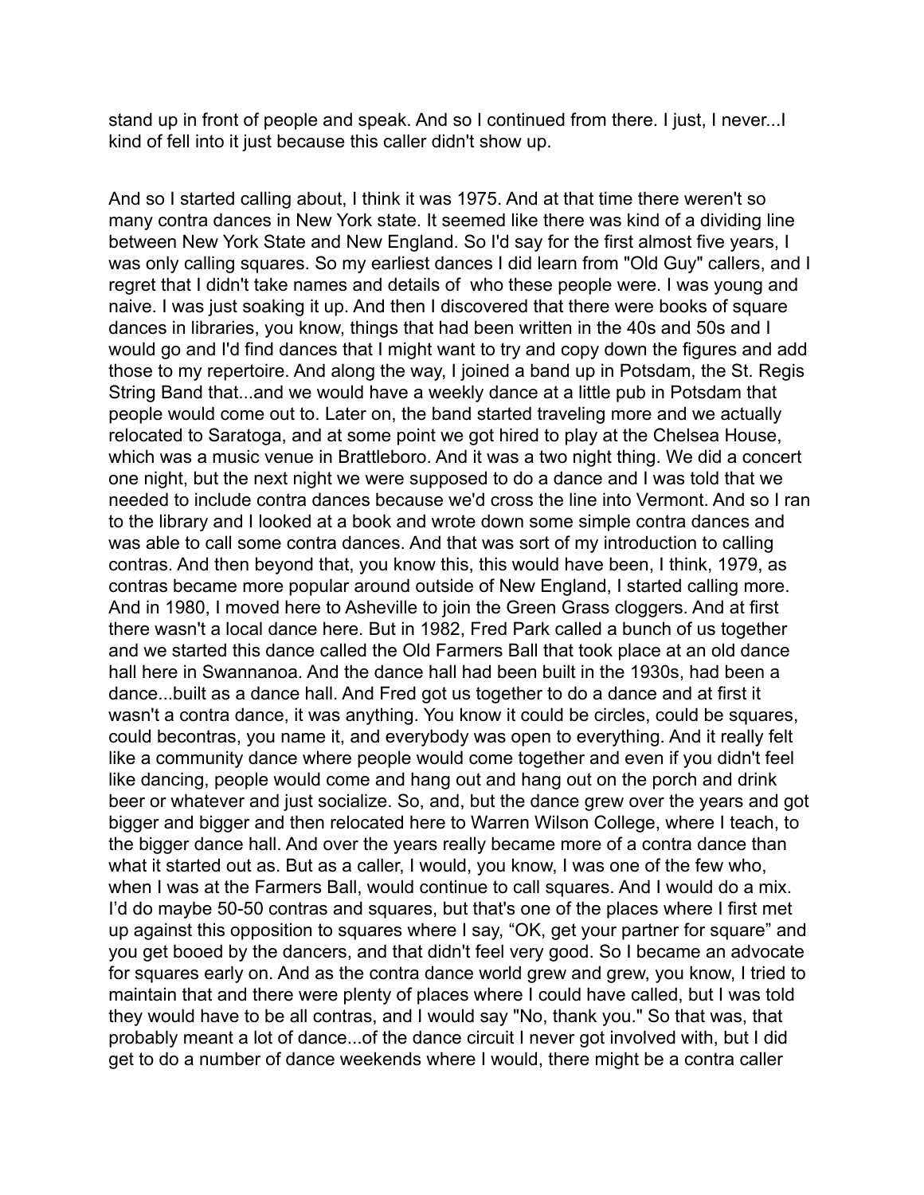stand up in front of people and speak. And so I continued from there. I just, I never...I kind of fell into it just because this caller didn't show up.

And so I started calling about, I think it was 1975. And at that time there weren't so many contra dances in New York state. It seemed like there was kind of a dividing line between New York State and New England. So I'd say for the first almost five years, I was only calling squares. So my earliest dances I did learn from "Old Guy" callers, and I regret that I didn't take names and details of who these people were. I was young and naive. I was just soaking it up. And then I discovered that there were books of square dances in libraries, you know, things that had been written in the 40s and 50s and I would go and I'd find dances that I might want to try and copy down the figures and add those to my repertoire. And along the way, I joined a band up in Potsdam, the St. Regis String Band that...and we would have a weekly dance at a little pub in Potsdam that people would come out to. Later on, the band started traveling more and we actually relocated to Saratoga, and at some point we got hired to play at the Chelsea House, which was a music venue in Brattleboro. And it was a two night thing. We did a concert one night, but the next night we were supposed to do a dance and I was told that we needed to include contra dances because we'd cross the line into Vermont. And so I ran to the library and I looked at a book and wrote down some simple contra dances and was able to call some contra dances. And that was sort of my introduction to calling contras. And then beyond that, you know this, this would have been, I think, 1979, as contras became more popular around outside of New England, I started calling more. And in 1980, I moved here to Asheville to join the Green Grass cloggers. And at first there wasn't a local dance here. But in 1982, Fred Park called a bunch of us together and we started this dance called the Old Farmers Ball that took place at an old dance hall here in Swannanoa. And the dance hall had been built in the 1930s, had been a dance...built as a dance hall. And Fred got us together to do a dance and at first it wasn't a contra dance, it was anything. You know it could be circles, could be squares, could becontras, you name it, and everybody was open to everything. And it really felt like a community dance where people would come together and even if you didn't feel like dancing, people would come and hang out and hang out on the porch and drink beer or whatever and just socialize. So, and, but the dance grew over the years and got bigger and bigger and then relocated here to Warren Wilson College, where I teach, to the bigger dance hall. And over the years really became more of a contra dance than what it started out as. But as a caller, I would, you know, I was one of the few who, when I was at the Farmers Ball, would continue to call squares. And I would do a mix. I'd do maybe 50-50 contras and squares, but that's one of the places where I first met up against this opposition to squares where I say, "OK, get your partner for square" and you get booed by the dancers, and that didn't feel very good. So I became an advocate for squares early on. And as the contra dance world grew and grew, you know, I tried to maintain that and there were plenty of places where I could have called, but I was told they would have to be all contras, and I would say "No, thank you." So that was, that probably meant a lot of dance...of the dance circuit I never got involved with, but I did get to do a number of dance weekends where I would, there might be a contra caller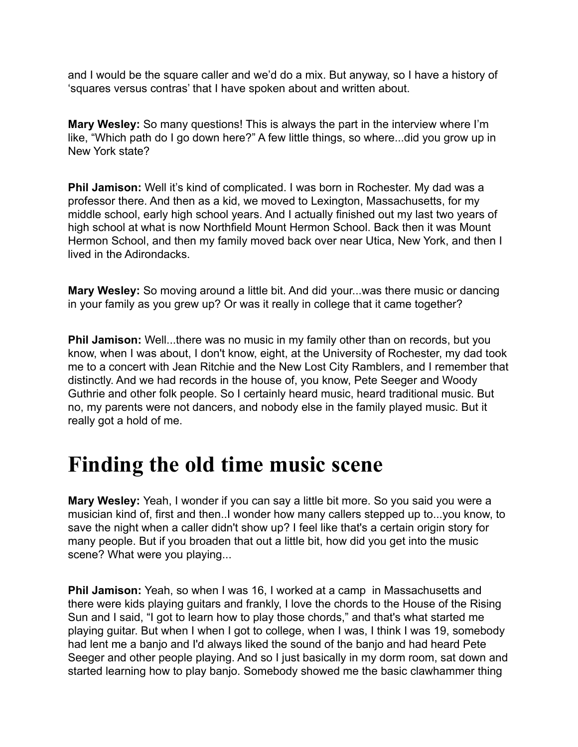and I would be the square caller and we'd do a mix. But anyway, so I have a history of 'squares versus contras' that I have spoken about and written about.

**Mary Wesley:** So many questions! This is always the part in the interview where I'm like, "Which path do I go down here?" A few little things, so where...did you grow up in New York state?

**Phil Jamison:** Well it's kind of complicated. I was born in Rochester. My dad was a professor there. And then as a kid, we moved to Lexington, Massachusetts, for my middle school, early high school years. And I actually finished out my last two years of high school at what is now Northfield Mount Hermon School. Back then it was Mount Hermon School, and then my family moved back over near Utica, New York, and then I lived in the Adirondacks.

**Mary Wesley:** So moving around a little bit. And did your...was there music or dancing in your family as you grew up? Or was it really in college that it came together?

**Phil Jamison:** Well...there was no music in my family other than on records, but you know, when I was about, I don't know, eight, at the University of Rochester, my dad took me to a concert with Jean Ritchie and the New Lost City Ramblers, and I remember that distinctly. And we had records in the house of, you know, Pete Seeger and Woody Guthrie and other folk people. So I certainly heard music, heard traditional music. But no, my parents were not dancers, and nobody else in the family played music. But it really got a hold of me.

# Finding the old time music scene

**Mary Wesley:** Yeah, I wonder if you can say a little bit more. So you said you were a musician kind of, first and then..I wonder how many callers stepped up to...you know, to save the night when a caller didn't show up? I feel like that's a certain origin story for many people. But if you broaden that out a little bit, how did you get into the music scene? What were you playing...

**Phil Jamison:** Yeah, so when I was 16, I worked at a camp in Massachusetts and there were kids playing guitars and frankly, I love the chords to the House of the Rising Sun and I said, "I got to learn how to play those chords," and that's what started me playing guitar. But when I when I got to college, when I was, I think I was 19, somebody had lent me a banjo and I'd always liked the sound of the banjo and had heard Pete Seeger and other people playing. And so I just basically in my dorm room, sat down and started learning how to play banjo. Somebody showed me the basic clawhammer thing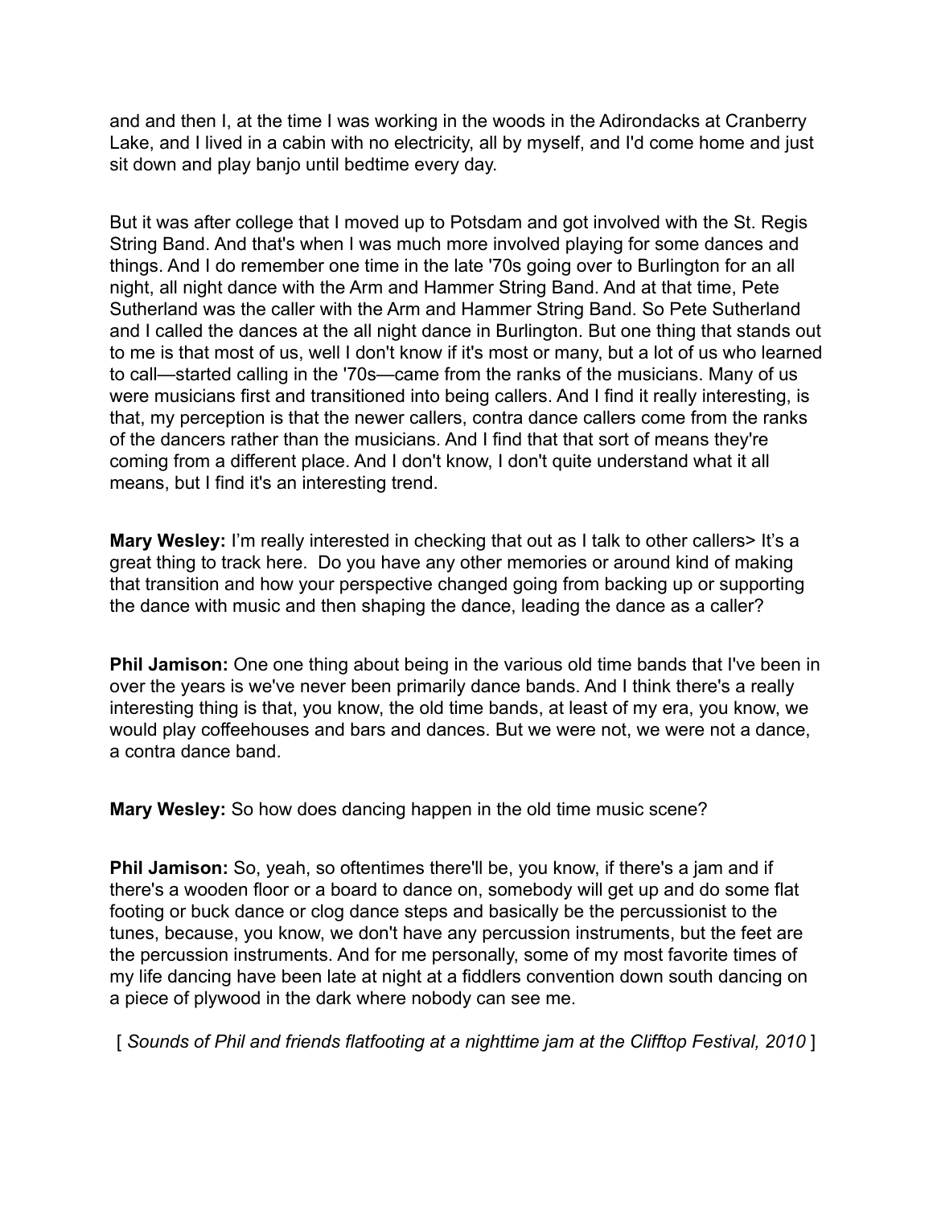and and then I, at the time I was working in the woods in the Adirondacks at Cranberry Lake, and I lived in a cabin with no electricity, all by myself, and I'd come home and just sit down and play banjo until bedtime every day.

But it was after college that I moved up to Potsdam and got involved with the St. Regis String Band. And that's when I was much more involved playing for some dances and things. And I do remember one time in the late '70s going over to Burlington for an all night, all night dance with the Arm and Hammer String Band. And at that time, Pete Sutherland was the caller with the Arm and Hammer String Band. So Pete Sutherland and I called the dances at the all night dance in Burlington. But one thing that stands out to me is that most of us, well I don't know if it's most or many, but a lot of us who learned to call—started calling in the '70s—came from the ranks of the musicians. Many of us were musicians first and transitioned into being callers. And I find it really interesting, is that, my perception is that the newer callers, contra dance callers come from the ranks of the dancers rather than the musicians. And I find that that sort of means they're coming from a different place. And I don't know, I don't quite understand what it all means, but I find it's an interesting trend.

**Mary Wesley:** I'm really interested in checking that out as I talk to other callers> It's a great thing to track here. Do you have any other memories or around kind of making that transition and how your perspective changed going from backing up or supporting the dance with music and then shaping the dance, leading the dance as a caller?

**Phil Jamison:** One one thing about being in the various old time bands that I've been in over the years is we've never been primarily dance bands. And I think there's a really interesting thing is that, you know, the old time bands, at least of my era, you know, we would play coffeehouses and bars and dances. But we were not, we were not a dance, a contra dance band.

**Mary Wesley:** So how does dancing happen in the old time music scene?

**Phil Jamison:** So, yeah, so oftentimes there'll be, you know, if there's a jam and if there's a wooden floor or a board to dance on, somebody will get up and do some flat footing or buck dance or clog dance steps and basically be the percussionist to the tunes, because, you know, we don't have any percussion instruments, but the feet are the percussion instruments. And for me personally, some of my most favorite times of my life dancing have been late at night at a fiddlers convention down south dancing on a piece of plywood in the dark where nobody can see me.

[ *Sounds of Phil and friends flatfooting at a nighttime jam at the Clifftop Festival, 2010* ]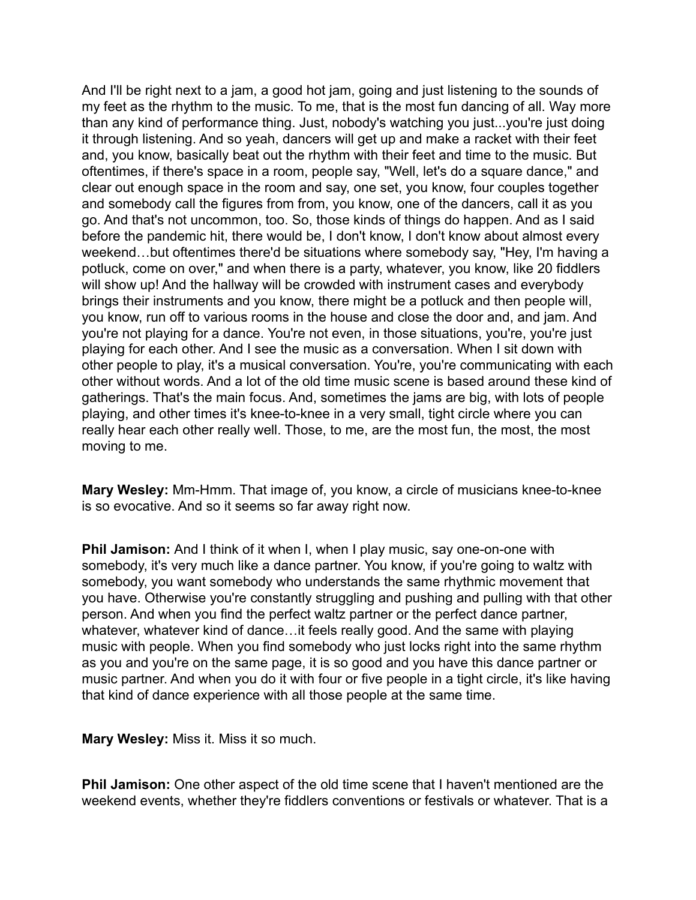And I'll be right next to a jam, a good hot jam, going and just listening to the sounds of my feet as the rhythm to the music. To me, that is the most fun dancing of all. Way more than any kind of performance thing. Just, nobody's watching you just...you're just doing it through listening. And so yeah, dancers will get up and make a racket with their feet and, you know, basically beat out the rhythm with their feet and time to the music. But oftentimes, if there's space in a room, people say, "Well, let's do a square dance," and clear out enough space in the room and say, one set, you know, four couples together and somebody call the figures from from, you know, one of the dancers, call it as you go. And that's not uncommon, too. So, those kinds of things do happen. And as I said before the pandemic hit, there would be, I don't know, I don't know about almost every weekend…but oftentimes there'd be situations where somebody say, "Hey, I'm having a potluck, come on over," and when there is a party, whatever, you know, like 20 fiddlers will show up! And the hallway will be crowded with instrument cases and everybody brings their instruments and you know, there might be a potluck and then people will, you know, run off to various rooms in the house and close the door and, and jam. And you're not playing for a dance. You're not even, in those situations, you're, you're just playing for each other. And I see the music as a conversation. When I sit down with other people to play, it's a musical conversation. You're, you're communicating with each other without words. And a lot of the old time music scene is based around these kind of gatherings. That's the main focus. And, sometimes the jams are big, with lots of people playing, and other times it's knee-to-knee in a very small, tight circle where you can really hear each other really well. Those, to me, are the most fun, the most, the most moving to me.

**Mary Wesley:** Mm-Hmm. That image of, you know, a circle of musicians knee-to-knee is so evocative. And so it seems so far away right now.

**Phil Jamison:** And I think of it when I, when I play music, say one-on-one with somebody, it's very much like a dance partner. You know, if you're going to waltz with somebody, you want somebody who understands the same rhythmic movement that you have. Otherwise you're constantly struggling and pushing and pulling with that other person. And when you find the perfect waltz partner or the perfect dance partner, whatever, whatever kind of dance…it feels really good. And the same with playing music with people. When you find somebody who just locks right into the same rhythm as you and you're on the same page, it is so good and you have this dance partner or music partner. And when you do it with four or five people in a tight circle, it's like having that kind of dance experience with all those people at the same time.

**Mary Wesley:** Miss it. Miss it so much.

**Phil Jamison:** One other aspect of the old time scene that I haven't mentioned are the weekend events, whether they're fiddlers conventions or festivals or whatever. That is a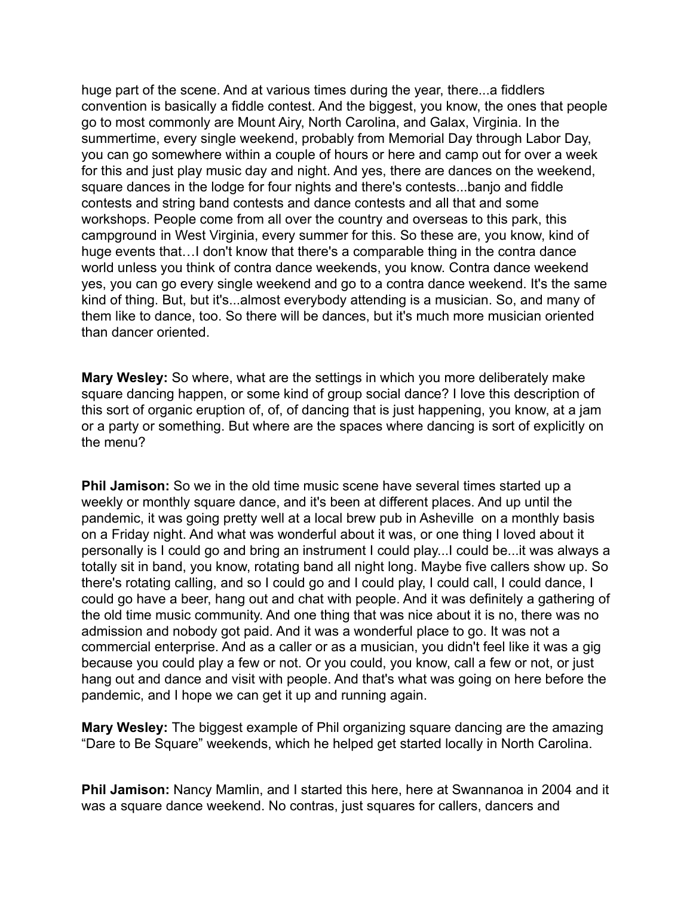huge part of the scene. And at various times during the year, there...a fiddlers convention is basically a fiddle contest. And the biggest, you know, the ones that people go to most commonly are Mount Airy, North Carolina, and Galax, Virginia. In the summertime, every single weekend, probably from Memorial Day through Labor Day, you can go somewhere within a couple of hours or here and camp out for over a week for this and just play music day and night. And yes, there are dances on the weekend, square dances in the lodge for four nights and there's contests...banjo and fiddle contests and string band contests and dance contests and all that and some workshops. People come from all over the country and overseas to this park, this campground in West Virginia, every summer for this. So these are, you know, kind of huge events that…I don't know that there's a comparable thing in the contra dance world unless you think of contra dance weekends, you know. Contra dance weekend yes, you can go every single weekend and go to a contra dance weekend. It's the same kind of thing. But, but it's...almost everybody attending is a musician. So, and many of them like to dance, too. So there will be dances, but it's much more musician oriented than dancer oriented.

**Mary Wesley:** So where, what are the settings in which you more deliberately make square dancing happen, or some kind of group social dance? I love this description of this sort of organic eruption of, of, of dancing that is just happening, you know, at a jam or a party or something. But where are the spaces where dancing is sort of explicitly on the menu?

**Phil Jamison:** So we in the old time music scene have several times started up a weekly or monthly square dance, and it's been at different places. And up until the pandemic, it was going pretty well at a local brew pub in Asheville on a monthly basis on a Friday night. And what was wonderful about it was, or one thing I loved about it personally is I could go and bring an instrument I could play...I could be...it was always a totally sit in band, you know, rotating band all night long. Maybe five callers show up. So there's rotating calling, and so I could go and I could play, I could call, I could dance, I could go have a beer, hang out and chat with people. And it was definitely a gathering of the old time music community. And one thing that was nice about it is no, there was no admission and nobody got paid. And it was a wonderful place to go. It was not a commercial enterprise. And as a caller or as a musician, you didn't feel like it was a gig because you could play a few or not. Or you could, you know, call a few or not, or just hang out and dance and visit with people. And that's what was going on here before the pandemic, and I hope we can get it up and running again.

**Mary Wesley:** The biggest example of Phil organizing square dancing are the amazing "Dare to Be Square" weekends, which he helped get started locally in North Carolina.

**Phil Jamison:** Nancy Mamlin, and I started this here, here at Swannanoa in 2004 and it was a square dance weekend. No contras, just squares for callers, dancers and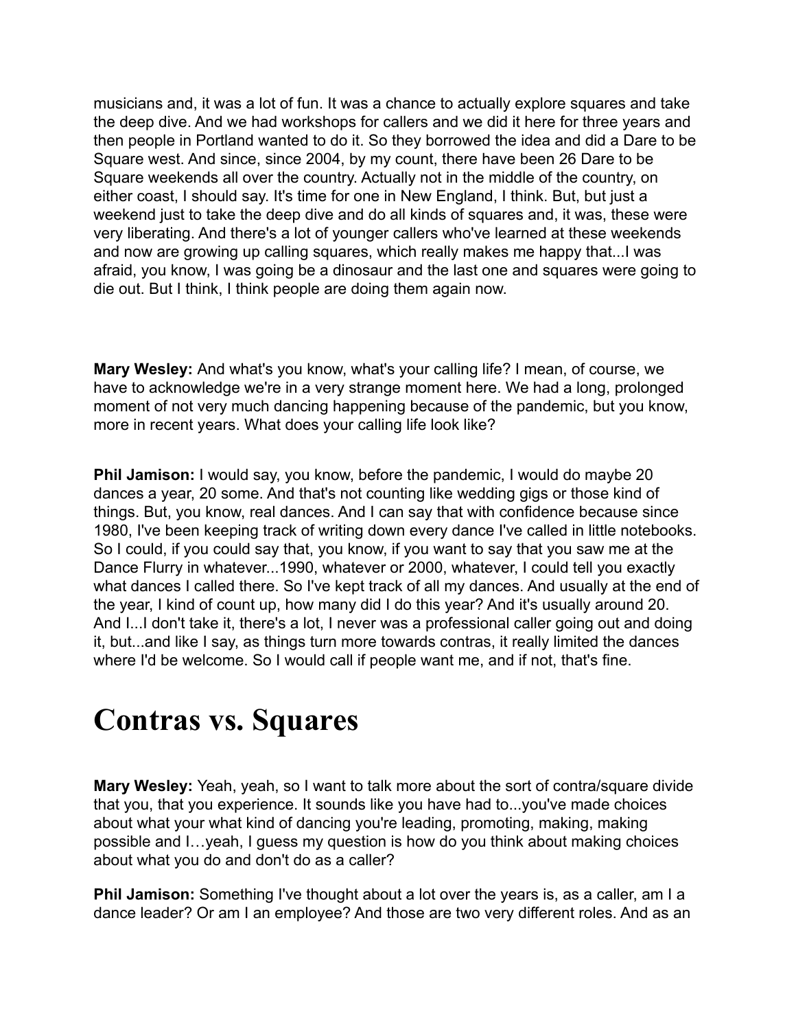musicians and, it was a lot of fun. It was a chance to actually explore squares and take the deep dive. And we had workshops for callers and we did it here for three years and then people in Portland wanted to do it. So they borrowed the idea and did a Dare to be Square west. And since, since 2004, by my count, there have been 26 Dare to be Square weekends all over the country. Actually not in the middle of the country, on either coast, I should say. It's time for one in New England, I think. But, but just a weekend just to take the deep dive and do all kinds of squares and, it was, these were very liberating. And there's a lot of younger callers who've learned at these weekends and now are growing up calling squares, which really makes me happy that...I was afraid, you know, I was going be a dinosaur and the last one and squares were going to die out. But I think, I think people are doing them again now.

**Mary Wesley:** And what's you know, what's your calling life? I mean, of course, we have to acknowledge we're in a very strange moment here. We had a long, prolonged moment of not very much dancing happening because of the pandemic, but you know, more in recent years. What does your calling life look like?

**Phil Jamison:** I would say, you know, before the pandemic, I would do maybe 20 dances a year, 20 some. And that's not counting like wedding gigs or those kind of things. But, you know, real dances. And I can say that with confidence because since 1980, I've been keeping track of writing down every dance I've called in little notebooks. So I could, if you could say that, you know, if you want to say that you saw me at the Dance Flurry in whatever...1990, whatever or 2000, whatever, I could tell you exactly what dances I called there. So I've kept track of all my dances. And usually at the end of the year, I kind of count up, how many did I do this year? And it's usually around 20. And I...I don't take it, there's a lot, I never was a professional caller going out and doing it, but...and like I say, as things turn more towards contras, it really limited the dances where I'd be welcome. So I would call if people want me, and if not, that's fine.

# Contras vs. Squares

**Mary Wesley:** Yeah, yeah, so I want to talk more about the sort of contra/square divide that you, that you experience. It sounds like you have had to...you've made choices about what your what kind of dancing you're leading, promoting, making, making possible and I…yeah, I guess my question is how do you think about making choices about what you do and don't do as a caller?

**Phil Jamison:** Something I've thought about a lot over the years is, as a caller, am I a dance leader? Or am I an employee? And those are two very different roles. And as an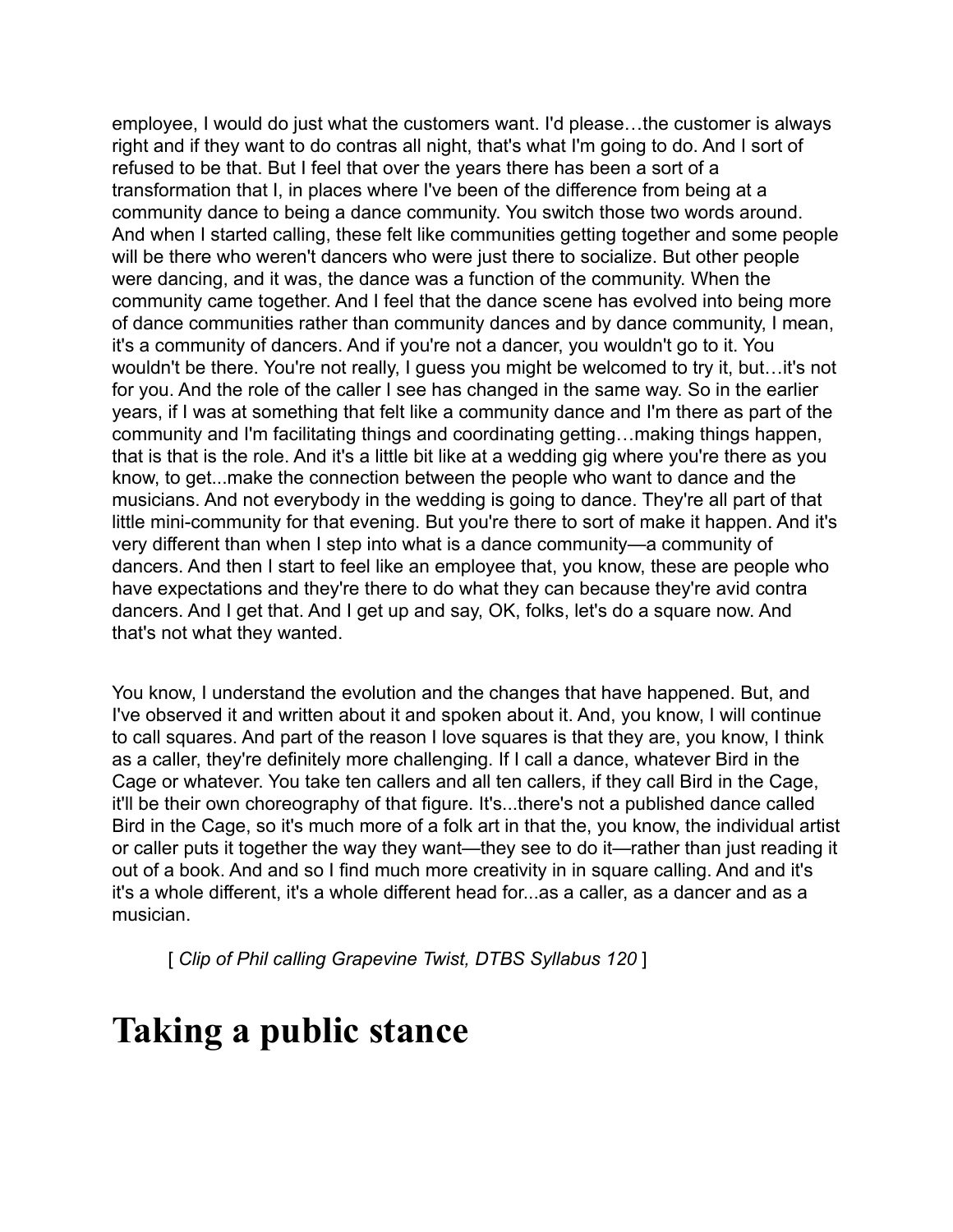employee, I would do just what the customers want. I'd please…the customer is always right and if they want to do contras all night, that's what I'm going to do. And I sort of refused to be that. But I feel that over the years there has been a sort of a transformation that I, in places where I've been of the difference from being at a community dance to being a dance community. You switch those two words around. And when I started calling, these felt like communities getting together and some people will be there who weren't dancers who were just there to socialize. But other people were dancing, and it was, the dance was a function of the community. When the community came together. And I feel that the dance scene has evolved into being more of dance communities rather than community dances and by dance community, I mean, it's a community of dancers. And if you're not a dancer, you wouldn't go to it. You wouldn't be there. You're not really, I guess you might be welcomed to try it, but…it's not for you. And the role of the caller I see has changed in the same way. So in the earlier years, if I was at something that felt like a community dance and I'm there as part of the community and I'm facilitating things and coordinating getting…making things happen, that is that is the role. And it's a little bit like at a wedding gig where you're there as you know, to get...make the connection between the people who want to dance and the musicians. And not everybody in the wedding is going to dance. They're all part of that little mini-community for that evening. But you're there to sort of make it happen. And it's very different than when I step into what is a dance community—a community of dancers. And then I start to feel like an employee that, you know, these are people who have expectations and they're there to do what they can because they're avid contra dancers. And I get that. And I get up and say, OK, folks, let's do a square now. And that's not what they wanted.

You know, I understand the evolution and the changes that have happened. But, and I've observed it and written about it and spoken about it. And, you know, I will continue to call squares. And part of the reason I love squares is that they are, you know, I think as a caller, they're definitely more challenging. If I call a dance, whatever Bird in the Cage or whatever. You take ten callers and all ten callers, if they call Bird in the Cage, it'll be their own choreography of that figure. It's...there's not a published dance called Bird in the Cage, so it's much more of a folk art in that the, you know, the individual artist or caller puts it together the way they want—they see to do it—rather than just reading it out of a book. And and so I find much more creativity in in square calling. And and it's it's a whole different, it's a whole different head for...as a caller, as a dancer and as a musician.

[ *Clip of Phil calling Grapevine Twist, DTBS Syllabus 120* ]

# Taking a public stance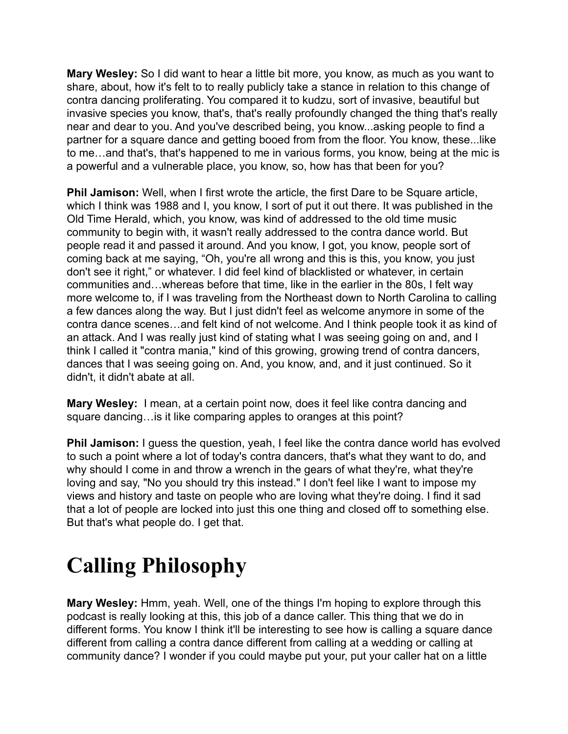**Mary Wesley:** So I did want to hear a little bit more, you know, as much as you want to share, about, how it's felt to to really publicly take a stance in relation to this change of contra dancing proliferating. You compared it to kudzu, sort of invasive, beautiful but invasive species you know, that's, that's really profoundly changed the thing that's really near and dear to you. And you've described being, you know...asking people to find a partner for a square dance and getting booed from from the floor. You know, these...like to me…and that's, that's happened to me in various forms, you know, being at the mic is a powerful and a vulnerable place, you know, so, how has that been for you?

**Phil Jamison:** Well, when I first wrote the article, the first Dare to be Square article, which I think was 1988 and I, you know, I sort of put it out there. It was published in the Old Time Herald, which, you know, was kind of addressed to the old time music community to begin with, it wasn't really addressed to the contra dance world. But people read it and passed it around. And you know, I got, you know, people sort of coming back at me saying, "Oh, you're all wrong and this is this, you know, you just don't see it right," or whatever. I did feel kind of blacklisted or whatever, in certain communities and…whereas before that time, like in the earlier in the 80s, I felt way more welcome to, if I was traveling from the Northeast down to North Carolina to calling a few dances along the way. But I just didn't feel as welcome anymore in some of the contra dance scenes…and felt kind of not welcome. And I think people took it as kind of an attack. And I was really just kind of stating what I was seeing going on and, and I think I called it "contra mania," kind of this growing, growing trend of contra dancers, dances that I was seeing going on. And, you know, and, and it just continued. So it didn't, it didn't abate at all.

**Mary Wesley:** I mean, at a certain point now, does it feel like contra dancing and square dancing…is it like comparing apples to oranges at this point?

**Phil Jamison:** I guess the question, yeah, I feel like the contra dance world has evolved to such a point where a lot of today's contra dancers, that's what they want to do, and why should I come in and throw a wrench in the gears of what they're, what they're loving and say, "No you should try this instead." I don't feel like I want to impose my views and history and taste on people who are loving what they're doing. I find it sad that a lot of people are locked into just this one thing and closed off to something else. But that's what people do. I get that.

# Calling Philosophy

**Mary Wesley:** Hmm, yeah. Well, one of the things I'm hoping to explore through this podcast is really looking at this, this job of a dance caller. This thing that we do in different forms. You know I think it'll be interesting to see how is calling a square dance different from calling a contra dance different from calling at a wedding or calling at community dance? I wonder if you could maybe put your, put your caller hat on a little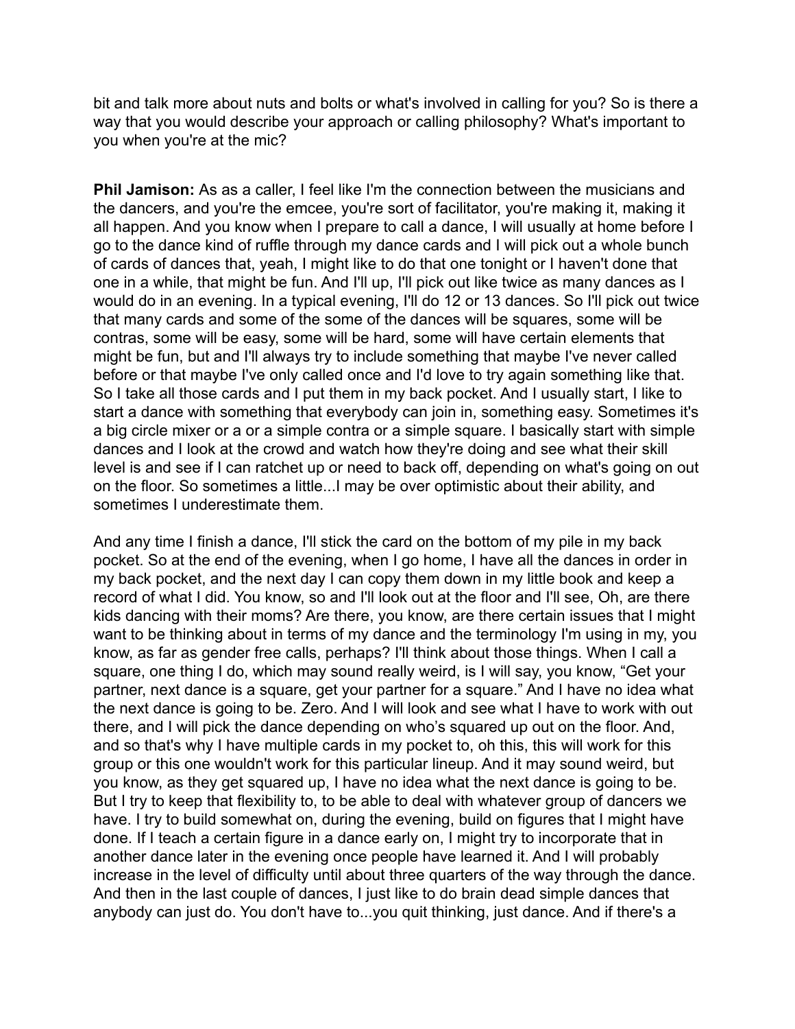bit and talk more about nuts and bolts or what's involved in calling for you? So is there a way that you would describe your approach or calling philosophy? What's important to you when you're at the mic?

**Phil Jamison:** As as a caller, I feel like I'm the connection between the musicians and the dancers, and you're the emcee, you're sort of facilitator, you're making it, making it all happen. And you know when I prepare to call a dance, I will usually at home before I go to the dance kind of ruffle through my dance cards and I will pick out a whole bunch of cards of dances that, yeah, I might like to do that one tonight or I haven't done that one in a while, that might be fun. And I'll up, I'll pick out like twice as many dances as I would do in an evening. In a typical evening, I'll do 12 or 13 dances. So I'll pick out twice that many cards and some of the some of the dances will be squares, some will be contras, some will be easy, some will be hard, some will have certain elements that might be fun, but and I'll always try to include something that maybe I've never called before or that maybe I've only called once and I'd love to try again something like that. So I take all those cards and I put them in my back pocket. And I usually start, I like to start a dance with something that everybody can join in, something easy. Sometimes it's a big circle mixer or a or a simple contra or a simple square. I basically start with simple dances and I look at the crowd and watch how they're doing and see what their skill level is and see if I can ratchet up or need to back off, depending on what's going on out on the floor. So sometimes a little...I may be over optimistic about their ability, and sometimes I underestimate them.

And any time I finish a dance, I'll stick the card on the bottom of my pile in my back pocket. So at the end of the evening, when I go home, I have all the dances in order in my back pocket, and the next day I can copy them down in my little book and keep a record of what I did. You know, so and I'll look out at the floor and I'll see, Oh, are there kids dancing with their moms? Are there, you know, are there certain issues that I might want to be thinking about in terms of my dance and the terminology I'm using in my, you know, as far as gender free calls, perhaps? I'll think about those things. When I call a square, one thing I do, which may sound really weird, is I will say, you know, "Get your partner, next dance is a square, get your partner for a square." And I have no idea what the next dance is going to be. Zero. And I will look and see what I have to work with out there, and I will pick the dance depending on who's squared up out on the floor. And, and so that's why I have multiple cards in my pocket to, oh this, this will work for this group or this one wouldn't work for this particular lineup. And it may sound weird, but you know, as they get squared up, I have no idea what the next dance is going to be. But I try to keep that flexibility to, to be able to deal with whatever group of dancers we have. I try to build somewhat on, during the evening, build on figures that I might have done. If I teach a certain figure in a dance early on, I might try to incorporate that in another dance later in the evening once people have learned it. And I will probably increase in the level of difficulty until about three quarters of the way through the dance. And then in the last couple of dances, I just like to do brain dead simple dances that anybody can just do. You don't have to...you quit thinking, just dance. And if there's a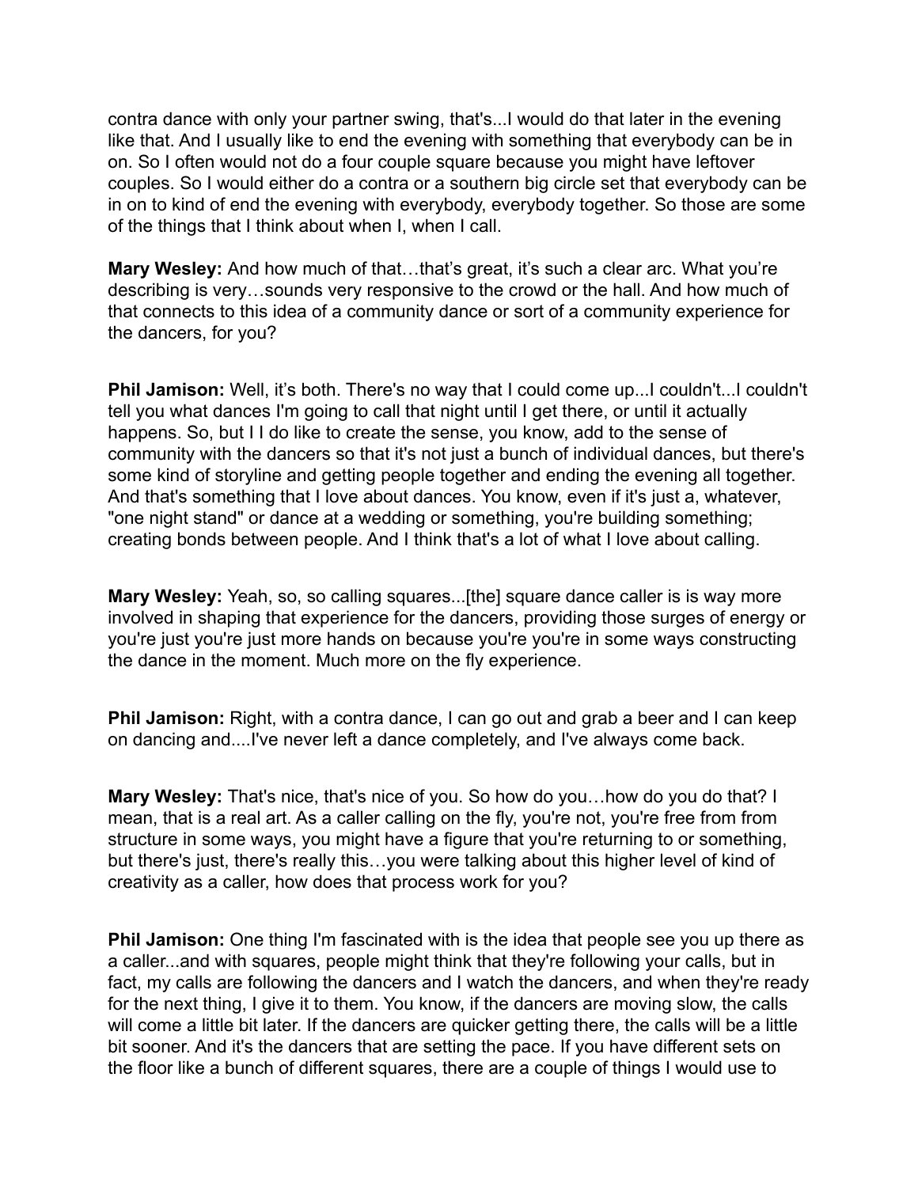contra dance with only your partner swing, that's...I would do that later in the evening like that. And I usually like to end the evening with something that everybody can be in on. So I often would not do a four couple square because you might have leftover couples. So I would either do a contra or a southern big circle set that everybody can be in on to kind of end the evening with everybody, everybody together. So those are some of the things that I think about when I, when I call.

**Mary Wesley:** And how much of that…that's great, it's such a clear arc. What you're describing is very…sounds very responsive to the crowd or the hall. And how much of that connects to this idea of a community dance or sort of a community experience for the dancers, for you?

**Phil Jamison:** Well, it's both. There's no way that I could come up...I couldn't...I couldn't tell you what dances I'm going to call that night until I get there, or until it actually happens. So, but I I do like to create the sense, you know, add to the sense of community with the dancers so that it's not just a bunch of individual dances, but there's some kind of storyline and getting people together and ending the evening all together. And that's something that I love about dances. You know, even if it's just a, whatever, "one night stand" or dance at a wedding or something, you're building something; creating bonds between people. And I think that's a lot of what I love about calling.

**Mary Wesley:** Yeah, so, so calling squares...[the] square dance caller is is way more involved in shaping that experience for the dancers, providing those surges of energy or you're just you're just more hands on because you're you're in some ways constructing the dance in the moment. Much more on the fly experience.

**Phil Jamison:** Right, with a contra dance, I can go out and grab a beer and I can keep on dancing and....I've never left a dance completely, and I've always come back.

**Mary Wesley:** That's nice, that's nice of you. So how do you…how do you do that? I mean, that is a real art. As a caller calling on the fly, you're not, you're free from from structure in some ways, you might have a figure that you're returning to or something, but there's just, there's really this…you were talking about this higher level of kind of creativity as a caller, how does that process work for you?

**Phil Jamison:** One thing I'm fascinated with is the idea that people see you up there as a caller...and with squares, people might think that they're following your calls, but in fact, my calls are following the dancers and I watch the dancers, and when they're ready for the next thing, I give it to them. You know, if the dancers are moving slow, the calls will come a little bit later. If the dancers are quicker getting there, the calls will be a little bit sooner. And it's the dancers that are setting the pace. If you have different sets on the floor like a bunch of different squares, there are a couple of things I would use to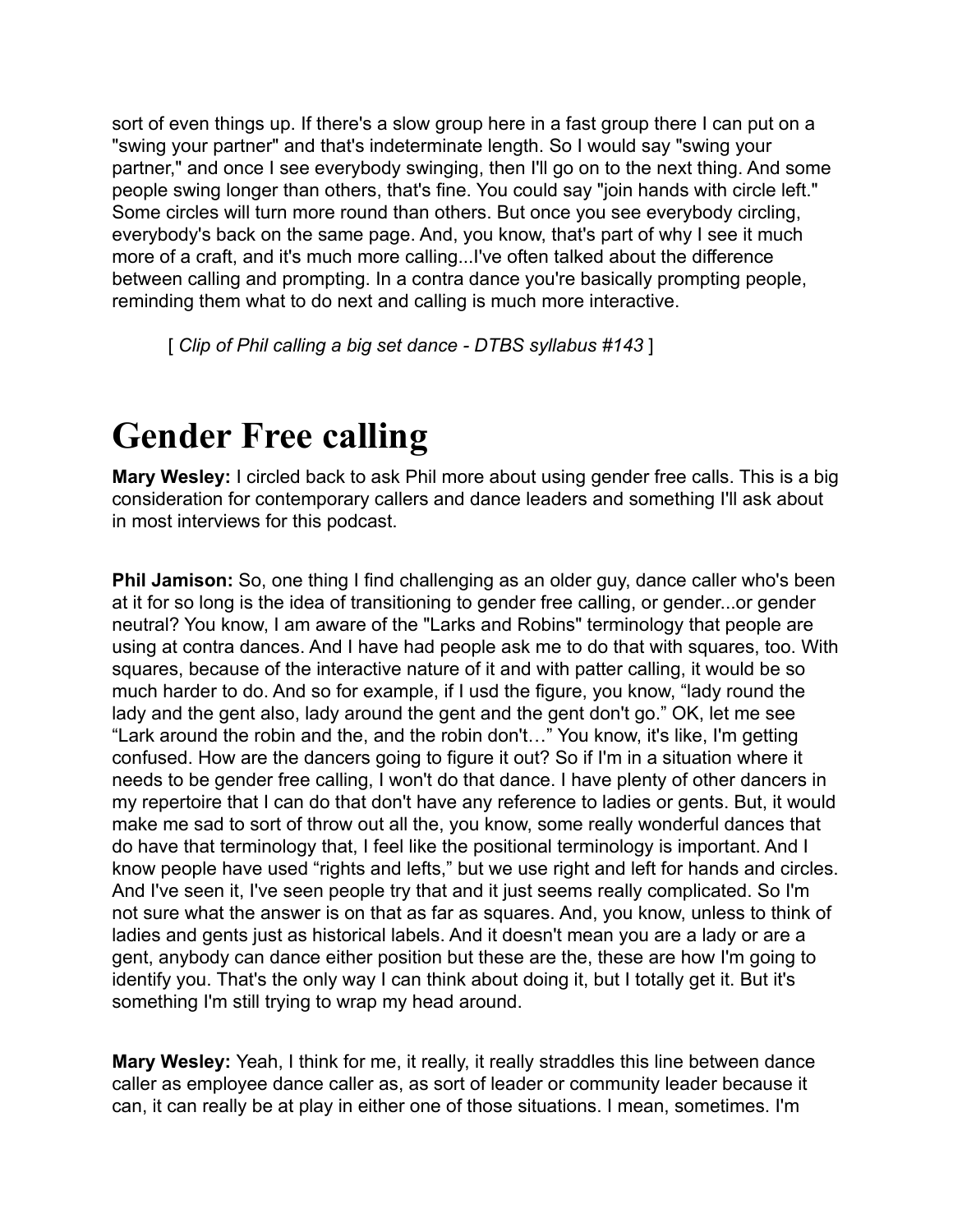sort of even things up. If there's a slow group here in a fast group there I can put on a "swing your partner" and that's indeterminate length. So I would say "swing your partner," and once I see everybody swinging, then I'll go on to the next thing. And some people swing longer than others, that's fine. You could say "join hands with circle left." Some circles will turn more round than others. But once you see everybody circling, everybody's back on the same page. And, you know, that's part of why I see it much more of a craft, and it's much more calling...I've often talked about the difference between calling and prompting. In a contra dance you're basically prompting people, reminding them what to do next and calling is much more interactive.

[ *Clip of Phil calling a big set dance - DTBS syllabus #143* ]

# Gender Free calling

**Mary Wesley:** I circled back to ask Phil more about using gender free calls. This is a big consideration for contemporary callers and dance leaders and something I'll ask about in most interviews for this podcast.

**Phil Jamison:** So, one thing I find challenging as an older guy, dance caller who's been at it for so long is the idea of transitioning to gender free calling, or gender...or gender neutral? You know, I am aware of the "Larks and Robins" terminology that people are using at contra dances. And I have had people ask me to do that with squares, too. With squares, because of the interactive nature of it and with patter calling, it would be so much harder to do. And so for example, if I usd the figure, you know, "lady round the lady and the gent also, lady around the gent and the gent don't go." OK, let me see "Lark around the robin and the, and the robin don't…" You know, it's like, I'm getting confused. How are the dancers going to figure it out? So if I'm in a situation where it needs to be gender free calling, I won't do that dance. I have plenty of other dancers in my repertoire that I can do that don't have any reference to ladies or gents. But, it would make me sad to sort of throw out all the, you know, some really wonderful dances that do have that terminology that, I feel like the positional terminology is important. And I know people have used "rights and lefts," but we use right and left for hands and circles. And I've seen it, I've seen people try that and it just seems really complicated. So I'm not sure what the answer is on that as far as squares. And, you know, unless to think of ladies and gents just as historical labels. And it doesn't mean you are a lady or are a gent, anybody can dance either position but these are the, these are how I'm going to identify you. That's the only way I can think about doing it, but I totally get it. But it's something I'm still trying to wrap my head around.

**Mary Wesley:** Yeah, I think for me, it really, it really straddles this line between dance caller as employee dance caller as, as sort of leader or community leader because it can, it can really be at play in either one of those situations. I mean, sometimes. I'm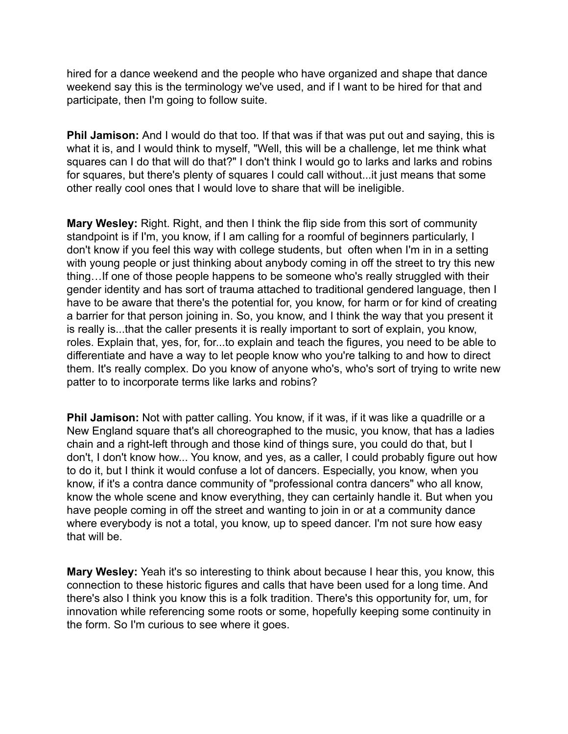hired for a dance weekend and the people who have organized and shape that dance weekend say this is the terminology we've used, and if I want to be hired for that and participate, then I'm going to follow suite.

**Phil Jamison:** And I would do that too. If that was if that was put out and saying, this is what it is, and I would think to myself, "Well, this will be a challenge, let me think what squares can I do that will do that?" I don't think I would go to larks and larks and robins for squares, but there's plenty of squares I could call without...it just means that some other really cool ones that I would love to share that will be ineligible.

**Mary Wesley:** Right. Right, and then I think the flip side from this sort of community standpoint is if I'm, you know, if I am calling for a roomful of beginners particularly, I don't know if you feel this way with college students, but  often when I'm in in a setting with young people or just thinking about anybody coming in off the street to try this new thing…If one of those people happens to be someone who's really struggled with their gender identity and has sort of trauma attached to traditional gendered language, then I have to be aware that there's the potential for, you know, for harm or for kind of creating a barrier for that person joining in. So, you know, and I think the way that you present it is really is...that the caller presents it is really important to sort of explain, you know, roles. Explain that, yes, for, for, for...to explain and teach the figures, you need to be able to differentiate and have a way to let people know who you're talking to and how to direct them. It's really complex. Do you know of anyone who's, who's sort of trying to write new patter to to incorporate terms like larks and robins?

**Phil Jamison:** Not with patter calling. You know, if it was, if it was like a quadrille or a New England square that's all choreographed to the music, you know, that has a ladies chain and a right-left through and those kind of things sure, you could do that, but I don't, I don't know how... You know, and yes, as a caller, I could probably figure out how to do it, but I think it would confuse a lot of dancers. Especially, you know, when you know, if it's a contra dance community of "professional contra dancers" who all know, know the whole scene and know everything, they can certainly handle it. But when you have people coming in off the street and wanting to join in or at a community dance where everybody is not a total, you know, up to speed dancer. I'm not sure how easy that will be.

**Mary Wesley:** Yeah it's so interesting to think about because I hear this, you know, this connection to these historic figures and calls that have been used for a long time. And there's also I think you know this is a folk tradition. There's this opportunity for, um, for innovation while referencing some roots or some, hopefully keeping some continuity in the form. So I'm curious to see where it goes.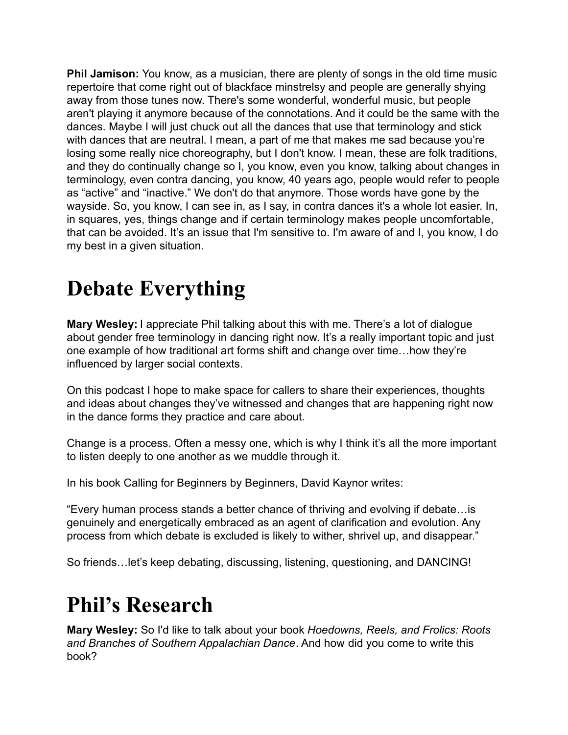**Phil Jamison:** You know, as a musician, there are plenty of songs in the old time music repertoire that come right out of blackface minstrelsy and people are generally shying away from those tunes now. There's some wonderful, wonderful music, but people aren't playing it anymore because of the connotations. And it could be the same with the dances. Maybe I will just chuck out all the dances that use that terminology and stick with dances that are neutral. I mean, a part of me that makes me sad because you're losing some really nice choreography, but I don't know. I mean, these are folk traditions, and they do continually change so I, you know, even you know, talking about changes in terminology, even contra dancing, you know, 40 years ago, people would refer to people as "active" and "inactive." We don't do that anymore. Those words have gone by the wayside. So, you know, I can see in, as I say, in contra dances it's a whole lot easier. In, in squares, yes, things change and if certain terminology makes people uncomfortable, that can be avoided. It's an issue that I'm sensitive to. I'm aware of and I, you know, I do my best in a given situation.

# Debate Everything

**Mary Wesley:** I appreciate Phil talking about this with me. There's a lot of dialogue about gender free terminology in dancing right now. It's a really important topic and just one example of how traditional art forms shift and change over time…how they're influenced by larger social contexts.

On this podcast I hope to make space for callers to share their experiences, thoughts and ideas about changes they've witnessed and changes that are happening right now in the dance forms they practice and care about.

Change is a process. Often a messy one, which is why I think it's all the more important to listen deeply to one another as we muddle through it.

In his book Calling for Beginners by Beginners, David Kaynor writes:

"Every human process stands a better chance of thriving and evolving if debate…is genuinely and energetically embraced as an agent of clarification and evolution. Any process from which debate is excluded is likely to wither, shrivel up, and disappear."

So friends…let's keep debating, discussing, listening, questioning, and DANCING!

# Phil's Research

**Mary Wesley:** So I'd like to talk about your book *Hoedowns, Reels, and Frolics: Roots and Branches of Southern Appalachian Dance*. And how did you come to write this book?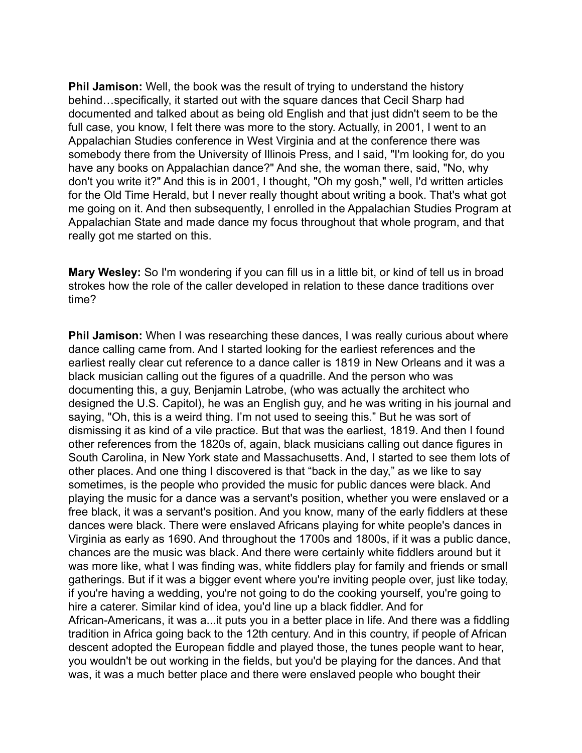**Phil Jamison:** Well, the book was the result of trying to understand the history behind…specifically, it started out with the square dances that Cecil Sharp had documented and talked about as being old English and that just didn't seem to be the full case, you know, I felt there was more to the story. Actually, in 2001, I went to an Appalachian Studies conference in West Virginia and at the conference there was somebody there from the University of Illinois Press, and I said, "I'm looking for, do you have any books on Appalachian dance?" And she, the woman there, said, "No, why don't you write it?" And this is in 2001, I thought, "Oh my gosh," well, I'd written articles for the Old Time Herald, but I never really thought about writing a book. That's what got me going on it. And then subsequently, I enrolled in the Appalachian Studies Program at Appalachian State and made dance my focus throughout that whole program, and that really got me started on this.

**Mary Wesley:** So I'm wondering if you can fill us in a little bit, or kind of tell us in broad strokes how the role of the caller developed in relation to these dance traditions over time?

**Phil Jamison:** When I was researching these dances, I was really curious about where dance calling came from. And I started looking for the earliest references and the earliest really clear cut reference to a dance caller is 1819 in New Orleans and it was a black musician calling out the figures of a quadrille. And the person who was documenting this, a guy, Benjamin Latrobe, (who was actually the architect who designed the U.S. Capitol), he was an English guy, and he was writing in his journal and saying, "Oh, this is a weird thing. I'm not used to seeing this." But he was sort of dismissing it as kind of a vile practice. But that was the earliest, 1819. And then I found other references from the 1820s of, again, black musicians calling out dance figures in South Carolina, in New York state and Massachusetts. And, I started to see them lots of other places. And one thing I discovered is that "back in the day," as we like to say sometimes, is the people who provided the music for public dances were black. And playing the music for a dance was a servant's position, whether you were enslaved or a free black, it was a servant's position. And you know, many of the early fiddlers at these dances were black. There were enslaved Africans playing for white people's dances in Virginia as early as 1690. And throughout the 1700s and 1800s, if it was a public dance, chances are the music was black. And there were certainly white fiddlers around but it was more like, what I was finding was, white fiddlers play for family and friends or small gatherings. But if it was a bigger event where you're inviting people over, just like today, if you're having a wedding, you're not going to do the cooking yourself, you're going to hire a caterer. Similar kind of idea, you'd line up a black fiddler. And for African-Americans, it was a...it puts you in a better place in life. And there was a fiddling tradition in Africa going back to the 12th century. And in this country, if people of African descent adopted the European fiddle and played those, the tunes people want to hear, you wouldn't be out working in the fields, but you'd be playing for the dances. And that was, it was a much better place and there were enslaved people who bought their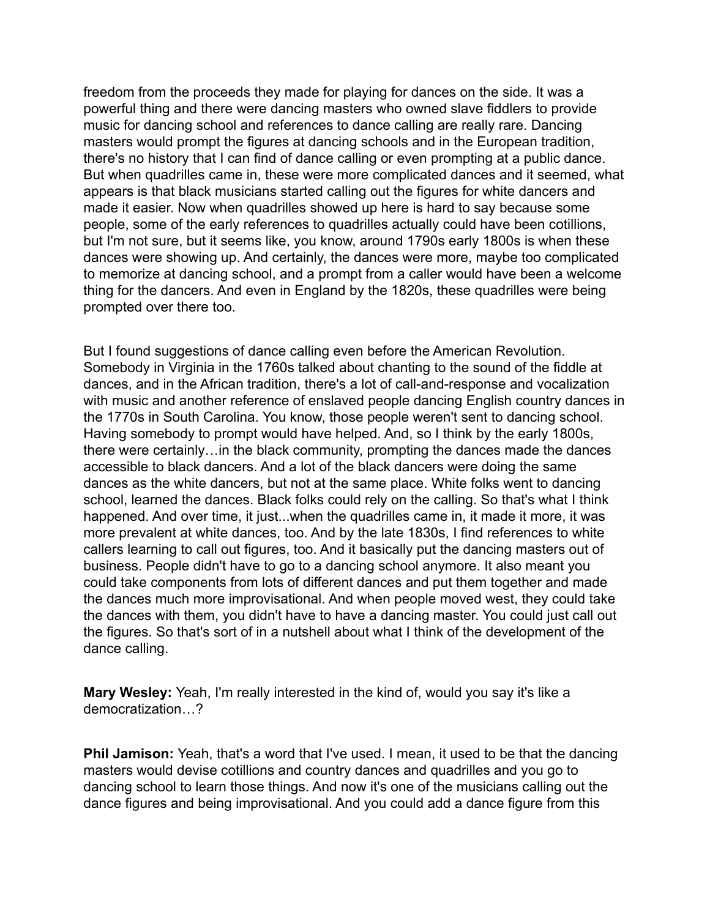freedom from the proceeds they made for playing for dances on the side. It was a powerful thing and there were dancing masters who owned slave fiddlers to provide music for dancing school and references to dance calling are really rare. Dancing masters would prompt the figures at dancing schools and in the European tradition, there's no history that I can find of dance calling or even prompting at a public dance. But when quadrilles came in, these were more complicated dances and it seemed, what appears is that black musicians started calling out the figures for white dancers and made it easier. Now when quadrilles showed up here is hard to say because some people, some of the early references to quadrilles actually could have been cotillions, but I'm not sure, but it seems like, you know, around 1790s early 1800s is when these dances were showing up. And certainly, the dances were more, maybe too complicated to memorize at dancing school, and a prompt from a caller would have been a welcome thing for the dancers. And even in England by the 1820s, these quadrilles were being prompted over there too.

But I found suggestions of dance calling even before the American Revolution. Somebody in Virginia in the 1760s talked about chanting to the sound of the fiddle at dances, and in the African tradition, there's a lot of call-and-response and vocalization with music and another reference of enslaved people dancing English country dances in the 1770s in South Carolina. You know, those people weren't sent to dancing school. Having somebody to prompt would have helped. And, so I think by the early 1800s, there were certainly…in the black community, prompting the dances made the dances accessible to black dancers. And a lot of the black dancers were doing the same dances as the white dancers, but not at the same place. White folks went to dancing school, learned the dances. Black folks could rely on the calling. So that's what I think happened. And over time, it just...when the quadrilles came in, it made it more, it was more prevalent at white dances, too. And by the late 1830s, I find references to white callers learning to call out figures, too. And it basically put the dancing masters out of business. People didn't have to go to a dancing school anymore. It also meant you could take components from lots of different dances and put them together and made the dances much more improvisational. And when people moved west, they could take the dances with them, you didn't have to have a dancing master. You could just call out the figures. So that's sort of in a nutshell about what I think of the development of the dance calling.

**Mary Wesley:** Yeah, I'm really interested in the kind of, would you say it's like a democratization…?

**Phil Jamison:** Yeah, that's a word that I've used. I mean, it used to be that the dancing masters would devise cotillions and country dances and quadrilles and you go to dancing school to learn those things. And now it's one of the musicians calling out the dance figures and being improvisational. And you could add a dance figure from this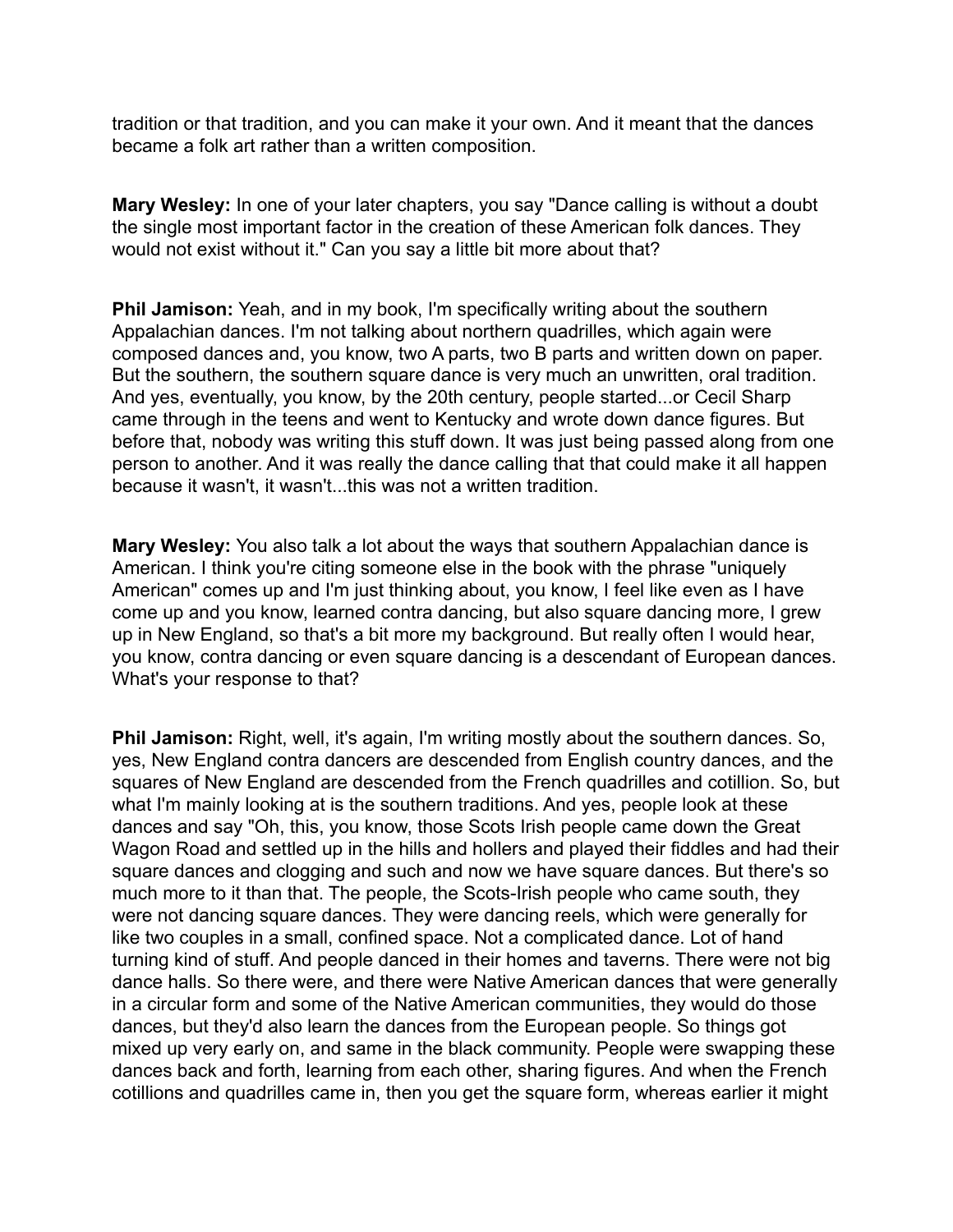tradition or that tradition, and you can make it your own. And it meant that the dances became a folk art rather than a written composition.

**Mary Wesley:** In one of your later chapters, you say "Dance calling is without a doubt the single most important factor in the creation of these American folk dances. They would not exist without it." Can you say a little bit more about that?

**Phil Jamison:** Yeah, and in my book, I'm specifically writing about the southern Appalachian dances. I'm not talking about northern quadrilles, which again were composed dances and, you know, two A parts, two B parts and written down on paper. But the southern, the southern square dance is very much an unwritten, oral tradition. And yes, eventually, you know, by the 20th century, people started...or Cecil Sharp came through in the teens and went to Kentucky and wrote down dance figures. But before that, nobody was writing this stuff down. It was just being passed along from one person to another. And it was really the dance calling that that could make it all happen because it wasn't, it wasn't...this was not a written tradition.

**Mary Wesley:** You also talk a lot about the ways that southern Appalachian dance is American. I think you're citing someone else in the book with the phrase "uniquely American" comes up and I'm just thinking about, you know, I feel like even as I have come up and you know, learned contra dancing, but also square dancing more, I grew up in New England, so that's a bit more my background. But really often I would hear, you know, contra dancing or even square dancing is a descendant of European dances. What's your response to that?

**Phil Jamison:** Right, well, it's again, I'm writing mostly about the southern dances. So, yes, New England contra dancers are descended from English country dances, and the squares of New England are descended from the French quadrilles and cotillion. So, but what I'm mainly looking at is the southern traditions. And yes, people look at these dances and say "Oh, this, you know, those Scots Irish people came down the Great Wagon Road and settled up in the hills and hollers and played their fiddles and had their square dances and clogging and such and now we have square dances. But there's so much more to it than that. The people, the Scots-Irish people who came south, they were not dancing square dances. They were dancing reels, which were generally for like two couples in a small, confined space. Not a complicated dance. Lot of hand turning kind of stuff. And people danced in their homes and taverns. There were not big dance halls. So there were, and there were Native American dances that were generally in a circular form and some of the Native American communities, they would do those dances, but they'd also learn the dances from the European people. So things got mixed up very early on, and same in the black community. People were swapping these dances back and forth, learning from each other, sharing figures. And when the French cotillions and quadrilles came in, then you get the square form, whereas earlier it might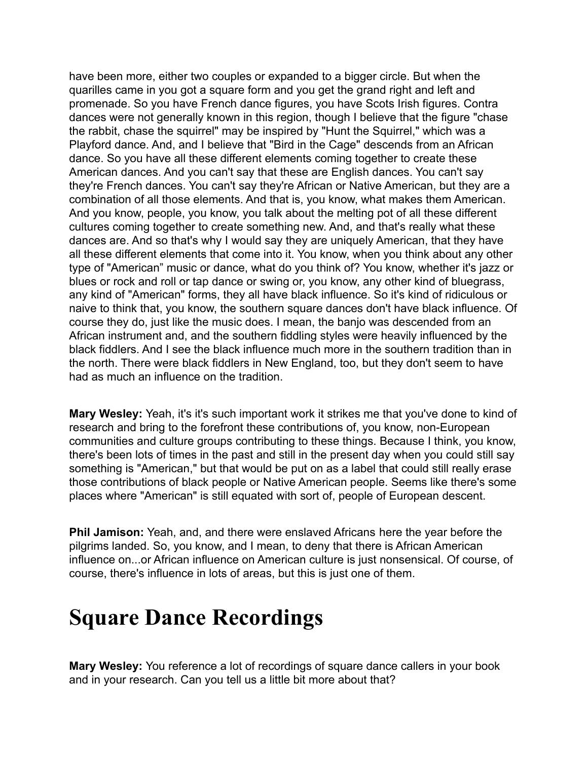have been more, either two couples or expanded to a bigger circle. But when the quarilles came in you got a square form and you get the grand right and left and promenade. So you have French dance figures, you have Scots Irish figures. Contra dances were not generally known in this region, though I believe that the figure "chase the rabbit, chase the squirrel" may be inspired by "Hunt the Squirrel," which was a Playford dance. And, and I believe that "Bird in the Cage" descends from an African dance. So you have all these different elements coming together to create these American dances. And you can't say that these are English dances. You can't say they're French dances. You can't say they're African or Native American, but they are a combination of all those elements. And that is, you know, what makes them American. And you know, people, you know, you talk about the melting pot of all these different cultures coming together to create something new. And, and that's really what these dances are. And so that's why I would say they are uniquely American, that they have all these different elements that come into it. You know, when you think about any other type of "American" music or dance, what do you think of? You know, whether it's jazz or blues or rock and roll or tap dance or swing or, you know, any other kind of bluegrass, any kind of "American" forms, they all have black influence. So it's kind of ridiculous or naive to think that, you know, the southern square dances don't have black influence. Of course they do, just like the music does. I mean, the banjo was descended from an African instrument and, and the southern fiddling styles were heavily influenced by the black fiddlers. And I see the black influence much more in the southern tradition than in the north. There were black fiddlers in New England, too, but they don't seem to have had as much an influence on the tradition.

**Mary Wesley:** Yeah, it's it's such important work it strikes me that you've done to kind of research and bring to the forefront these contributions of, you know, non-European communities and culture groups contributing to these things. Because I think, you know, there's been lots of times in the past and still in the present day when you could still say something is "American," but that would be put on as a label that could still really erase those contributions of black people or Native American people. Seems like there's some places where "American" is still equated with sort of, people of European descent.

**Phil Jamison:** Yeah, and, and there were enslaved Africans here the year before the pilgrims landed. So, you know, and I mean, to deny that there is African American influence on...or African influence on American culture is just nonsensical. Of course, of course, there's influence in lots of areas, but this is just one of them.

# Square Dance Recordings

**Mary Wesley:** You reference a lot of recordings of square dance callers in your book and in your research. Can you tell us a little bit more about that?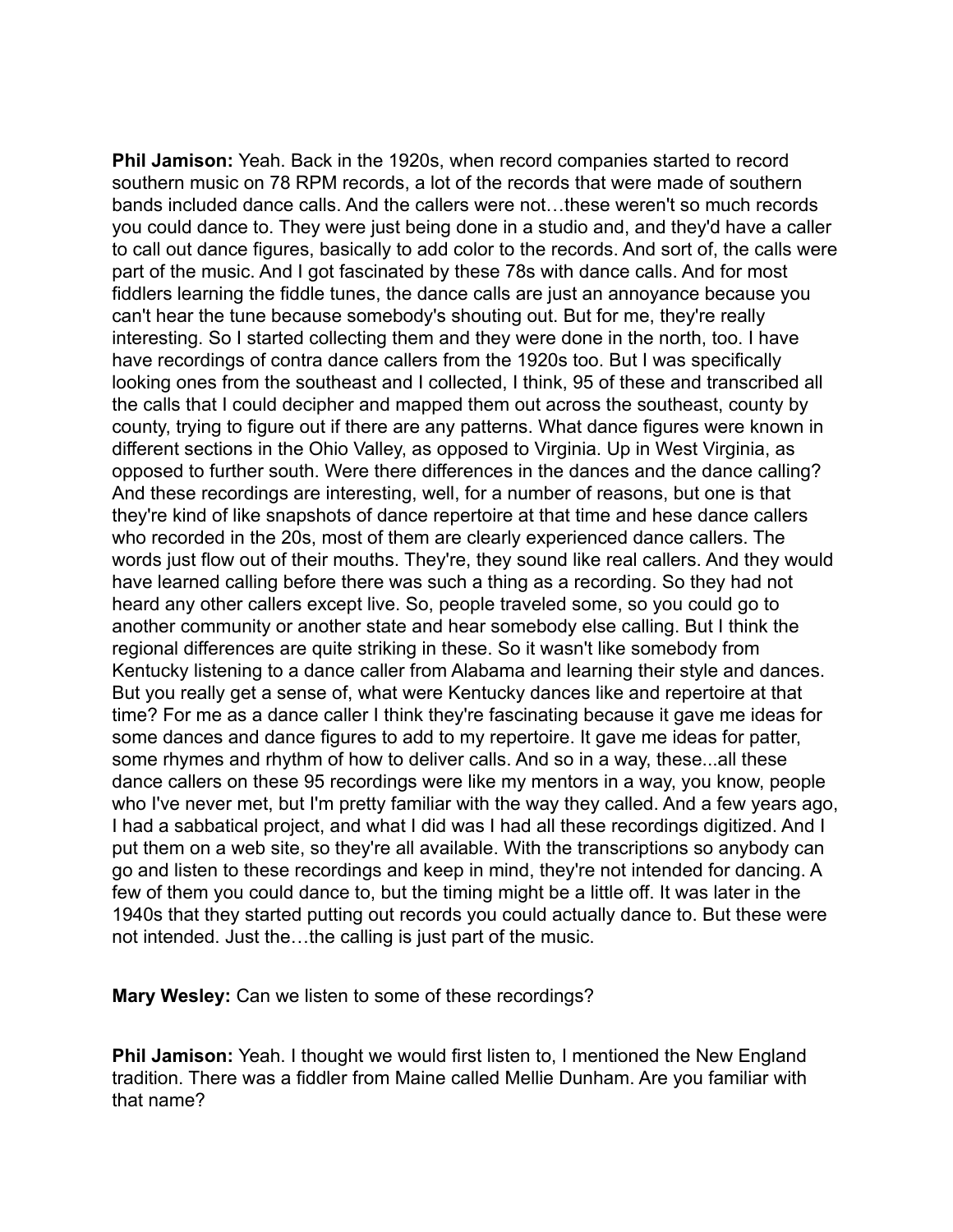**Phil Jamison:** Yeah. Back in the 1920s, when record companies started to record southern music on 78 RPM records, a lot of the records that were made of southern bands included dance calls. And the callers were not…these weren't so much records you could dance to. They were just being done in a studio and, and they'd have a caller to call out dance figures, basically to add color to the records. And sort of, the calls were part of the music. And I got fascinated by these 78s with dance calls. And for most fiddlers learning the fiddle tunes, the dance calls are just an annoyance because you can't hear the tune because somebody's shouting out. But for me, they're really interesting. So I started collecting them and they were done in the north, too. I have have recordings of contra dance callers from the 1920s too. But I was specifically looking ones from the southeast and I collected, I think, 95 of these and transcribed all the calls that I could decipher and mapped them out across the southeast, county by county, trying to figure out if there are any patterns. What dance figures were known in different sections in the Ohio Valley, as opposed to Virginia. Up in West Virginia, as opposed to further south. Were there differences in the dances and the dance calling? And these recordings are interesting, well, for a number of reasons, but one is that they're kind of like snapshots of dance repertoire at that time and hese dance callers who recorded in the 20s, most of them are clearly experienced dance callers. The words just flow out of their mouths. They're, they sound like real callers. And they would have learned calling before there was such a thing as a recording. So they had not heard any other callers except live. So, people traveled some, so you could go to another community or another state and hear somebody else calling. But I think the regional differences are quite striking in these. So it wasn't like somebody from Kentucky listening to a dance caller from Alabama and learning their style and dances. But you really get a sense of, what were Kentucky dances like and repertoire at that time? For me as a dance caller I think they're fascinating because it gave me ideas for some dances and dance figures to add to my repertoire. It gave me ideas for patter, some rhymes and rhythm of how to deliver calls. And so in a way, these...all these dance callers on these 95 recordings were like my mentors in a way, you know, people who I've never met, but I'm pretty familiar with the way they called. And a few years ago, I had a sabbatical project, and what I did was I had all these recordings digitized. And I put them on a web site, so they're all available. With the transcriptions so anybody can go and listen to these recordings and keep in mind, they're not intended for dancing. A few of them you could dance to, but the timing might be a little off. It was later in the 1940s that they started putting out records you could actually dance to. But these were not intended. Just the…the calling is just part of the music.

**Mary Wesley:** Can we listen to some of these recordings?

**Phil Jamison:** Yeah. I thought we would first listen to, I mentioned the New England tradition. There was a fiddler from Maine called Mellie Dunham. Are you familiar with that name?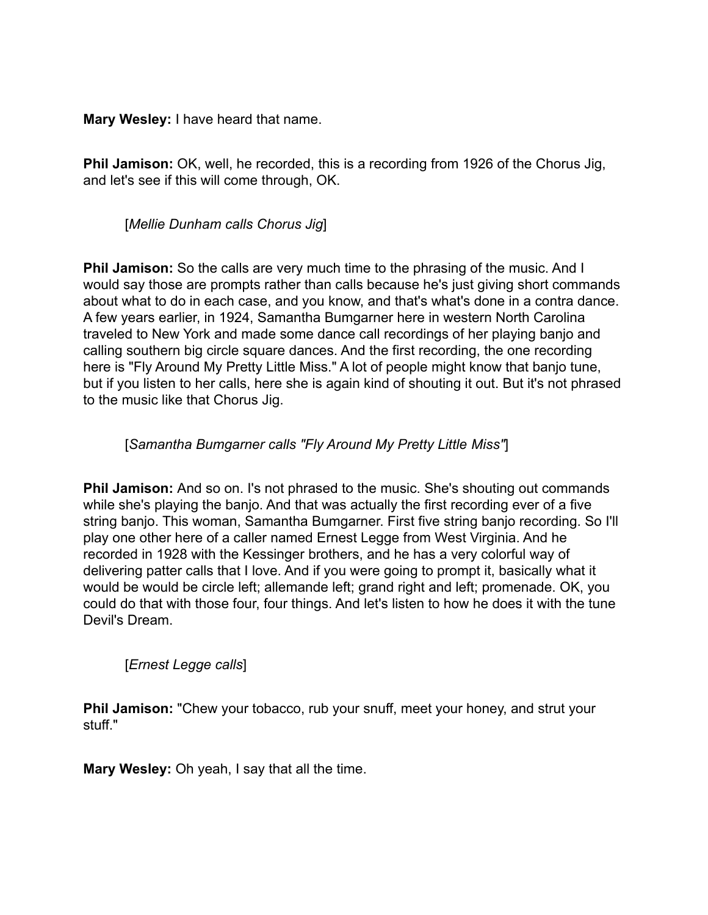**Mary Wesley:** I have heard that name.

**Phil Jamison:** OK, well, he recorded, this is a recording from 1926 of the Chorus Jig, and let's see if this will come through, OK.

[*Mellie Dunham calls Chorus Jig*]

**Phil Jamison:** So the calls are very much time to the phrasing of the music. And I would say those are prompts rather than calls because he's just giving short commands about what to do in each case, and you know, and that's what's done in a contra dance. A few years earlier, in 1924, Samantha Bumgarner here in western North Carolina traveled to New York and made some dance call recordings of her playing banjo and calling southern big circle square dances. And the first recording, the one recording here is "Fly Around My Pretty Little Miss." A lot of people might know that banjo tune, but if you listen to her calls, here she is again kind of shouting it out. But it's not phrased to the music like that Chorus Jig.

[*Samantha Bumgarner calls "Fly Around My Pretty Little Miss"*]

**Phil Jamison:** And so on. I's not phrased to the music. She's shouting out commands while she's playing the banjo. And that was actually the first recording ever of a five string banjo. This woman, Samantha Bumgarner. First five string banjo recording. So I'll play one other here of a caller named Ernest Legge from West Virginia. And he recorded in 1928 with the Kessinger brothers, and he has a very colorful way of delivering patter calls that I love. And if you were going to prompt it, basically what it would be would be circle left; allemande left; grand right and left; promenade. OK, you could do that with those four, four things. And let's listen to how he does it with the tune Devil's Dream.

[*Ernest Legge calls*]

**Phil Jamison:** "Chew your tobacco, rub your snuff, meet your honey, and strut your stuff."

**Mary Wesley:** Oh yeah, I say that all the time.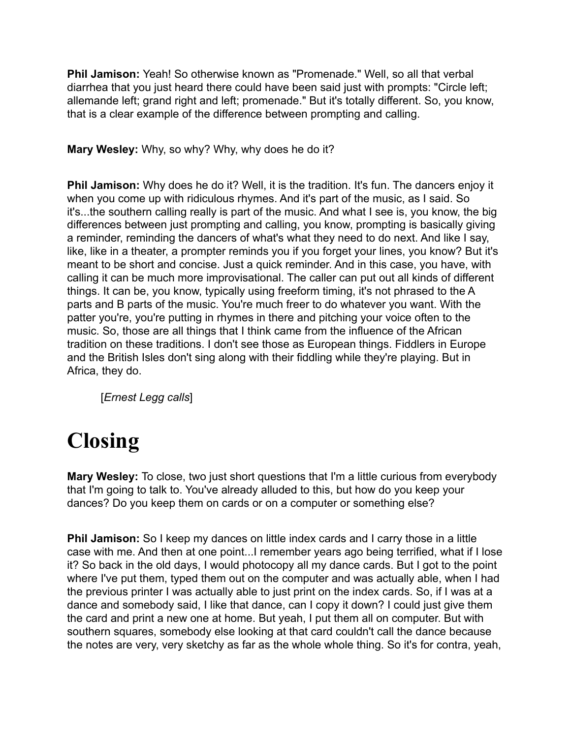**Phil Jamison:** Yeah! So otherwise known as "Promenade." Well, so all that verbal diarrhea that you just heard there could have been said just with prompts: "Circle left; allemande left; grand right and left; promenade." But it's totally different. So, you know, that is a clear example of the difference between prompting and calling.

**Mary Wesley:** Why, so why? Why, why does he do it?

**Phil Jamison:** Why does he do it? Well, it is the tradition. It's fun. The dancers enjoy it when you come up with ridiculous rhymes. And it's part of the music, as I said. So it's...the southern calling really is part of the music. And what I see is, you know, the big differences between just prompting and calling, you know, prompting is basically giving a reminder, reminding the dancers of what's what they need to do next. And like I say, like, like in a theater, a prompter reminds you if you forget your lines, you know? But it's meant to be short and concise. Just a quick reminder. And in this case, you have, with calling it can be much more improvisational. The caller can put out all kinds of different things. It can be, you know, typically using freeform timing, it's not phrased to the A parts and B parts of the music. You're much freer to do whatever you want. With the patter you're, you're putting in rhymes in there and pitching your voice often to the music. So, those are all things that I think came from the influence of the African tradition on these traditions. I don't see those as European things. Fiddlers in Europe and the British Isles don't sing along with their fiddling while they're playing. But in Africa, they do.

[*Ernest Legg calls*]

# Closing

**Mary Wesley:** To close, two just short questions that I'm a little curious from everybody that I'm going to talk to. You've already alluded to this, but how do you keep your dances? Do you keep them on cards or on a computer or something else?

**Phil Jamison:** So I keep my dances on little index cards and I carry those in a little case with me. And then at one point...I remember years ago being terrified, what if I lose it? So back in the old days, I would photocopy all my dance cards. But I got to the point where I've put them, typed them out on the computer and was actually able, when I had the previous printer I was actually able to just print on the index cards. So, if I was at a dance and somebody said, I like that dance, can I copy it down? I could just give them the card and print a new one at home. But yeah, I put them all on computer. But with southern squares, somebody else looking at that card couldn't call the dance because the notes are very, very sketchy as far as the whole whole thing. So it's for contra, yeah,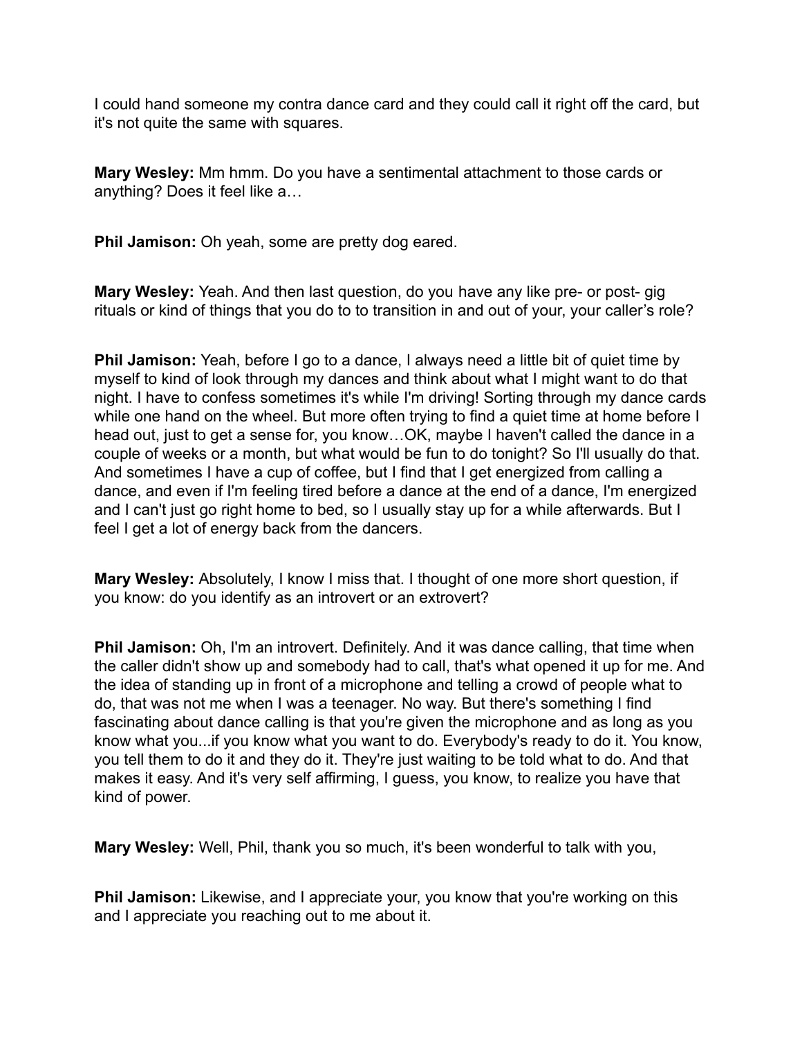I could hand someone my contra dance card and they could call it right off the card, but it's not quite the same with squares.

**Mary Wesley:** Mm hmm. Do you have a sentimental attachment to those cards or anything? Does it feel like a…

**Phil Jamison:** Oh yeah, some are pretty dog eared.

**Mary Wesley:** Yeah. And then last question, do you have any like pre- or post- gig rituals or kind of things that you do to to transition in and out of your, your caller's role?

**Phil Jamison:** Yeah, before I go to a dance, I always need a little bit of quiet time by myself to kind of look through my dances and think about what I might want to do that night. I have to confess sometimes it's while I'm driving! Sorting through my dance cards while one hand on the wheel. But more often trying to find a quiet time at home before I head out, just to get a sense for, you know…OK, maybe I haven't called the dance in a couple of weeks or a month, but what would be fun to do tonight? So I'll usually do that. And sometimes I have a cup of coffee, but I find that I get energized from calling a dance, and even if I'm feeling tired before a dance at the end of a dance, I'm energized and I can't just go right home to bed, so I usually stay up for a while afterwards. But I feel I get a lot of energy back from the dancers.

**Mary Wesley:** Absolutely, I know I miss that. I thought of one more short question, if you know: do you identify as an introvert or an extrovert?

**Phil Jamison:** Oh, I'm an introvert. Definitely. And it was dance calling, that time when the caller didn't show up and somebody had to call, that's what opened it up for me. And the idea of standing up in front of a microphone and telling a crowd of people what to do, that was not me when I was a teenager. No way. But there's something I find fascinating about dance calling is that you're given the microphone and as long as you know what you...if you know what you want to do. Everybody's ready to do it. You know, you tell them to do it and they do it. They're just waiting to be told what to do. And that makes it easy. And it's very self affirming, I guess, you know, to realize you have that kind of power.

**Mary Wesley:** Well, Phil, thank you so much, it's been wonderful to talk with you,

**Phil Jamison:** Likewise, and I appreciate your, you know that you're working on this and I appreciate you reaching out to me about it.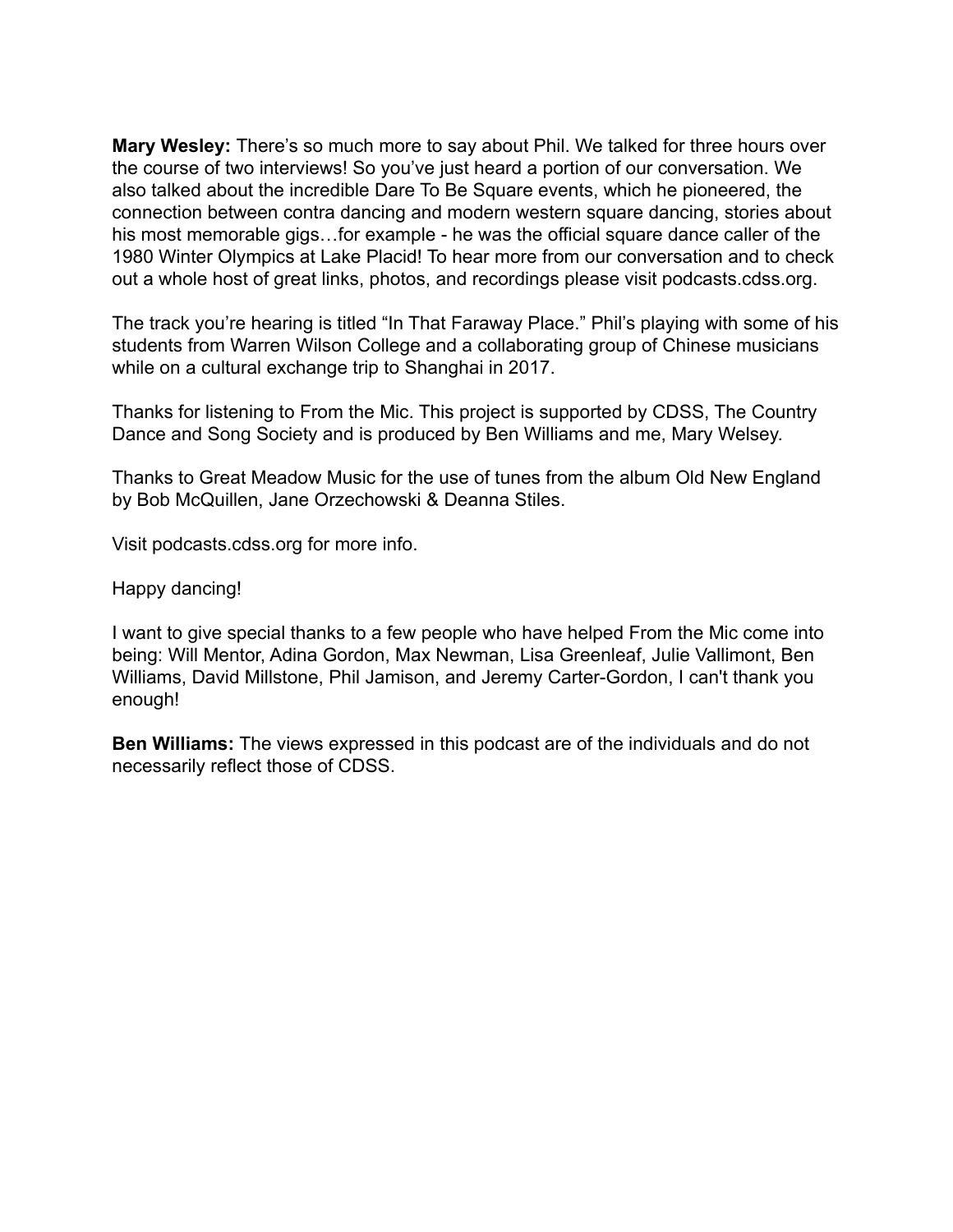**Mary Wesley:** There's so much more to say about Phil. We talked for three hours over the course of two interviews! So you've just heard a portion of our conversation. We also talked about the incredible Dare To Be Square events, which he pioneered, the connection between contra dancing and modern western square dancing, stories about his most memorable gigs…for example - he was the official square dance caller of the 1980 Winter Olympics at Lake Placid! To hear more from our conversation and to check out a whole host of great links, photos, and recordings please visit podcasts.cdss.org.

The track you're hearing is titled "In That Faraway Place." Phil's playing with some of his students from Warren Wilson College and a collaborating group of Chinese musicians while on a cultural exchange trip to Shanghai in 2017.

Thanks for listening to From the Mic. This project is supported by CDSS, The Country Dance and Song Society and is produced by Ben Williams and me, Mary Welsey.

Thanks to Great Meadow Music for the use of tunes from the album Old New England by Bob McQuillen, Jane Orzechowski & Deanna Stiles.

Visit podcasts.cdss.org for more info.

Happy dancing!

I want to give special thanks to a few people who have helped From the Mic come into being: Will Mentor, Adina Gordon, Max Newman, Lisa Greenleaf, Julie Vallimont, Ben Williams, David Millstone, Phil Jamison, and Jeremy Carter-Gordon, I can't thank you enough!

**Ben Williams:** The views expressed in this podcast are of the individuals and do not necessarily reflect those of CDSS.